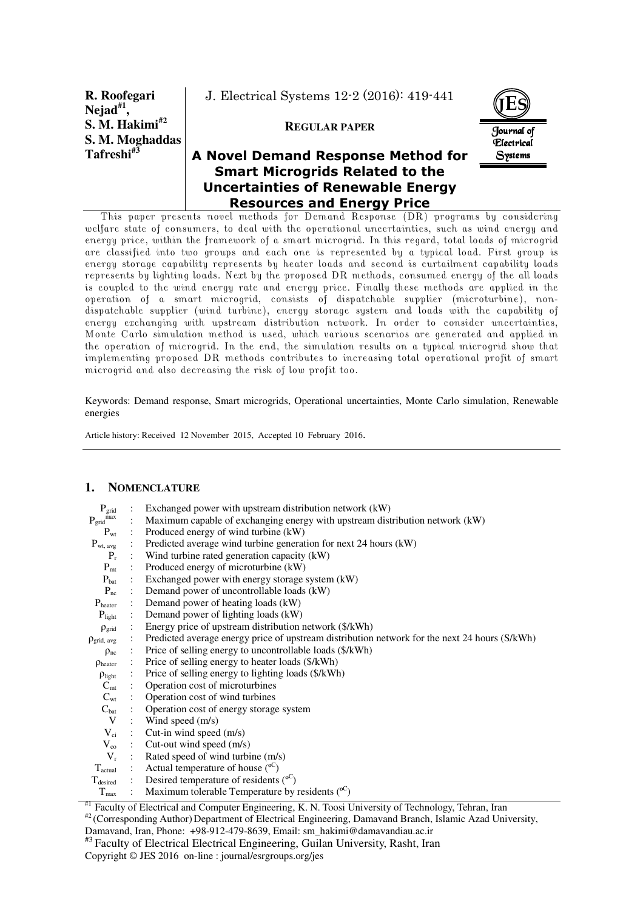**R. Roofegari Nejad**[#1], **S. M. Hakimi**[#2], **S. M. Moghaddas Tafreshi**[#3]

J. Electrical Systems 12-2 (2016): 419-441

**REGULAR PAPER**

# A Novel Demand Response Method for Smart Microgrids Related to the Uncertainties of Renewable Energy Resources and Energy Price

This paper presents novel methods for Demand Response (DR) programs by considering welfare state of consumers, to deal with the operational uncertainties, such as wind energy and energy price, within the framework of a smart microgrid. In this regard, total loads of microgrid are classified into two groups and each one is represented by a typical load. First group is energy storage capability represents by heater loads and second is curtailment capability loads represents by lighting loads. Next by the proposed DR methods, consumed energy of the all loads is coupled to the wind energy rate and energy price. Finally these methods are applied in the operation of a smart microgrid, consists of dispatchable supplier (microturbine), non-dispatchable supplier (wind turbine), energy storage system and loads with the capability of energy exchanging with upstream distribution network. In order to consider uncertainties, Monte Carlo simulation method is used, which various scenarios are generated and applied in the operation of microgrid. In the end, the simulation results on a typical microgrid show that implementing proposed DR methods contributes to increasing total operational profit of smart microgrid and also decreasing the risk of low profit too.

Keywords: Demand response, Smart microgrids, Operational uncertainties, Monte Carlo simulation, Renewable energies

Article history: Received 12 November 2015, Accepted 10 February 2016.

## 1. NOMENCLATURE

| | | |
|---|---|---|
| $P_{grid}$ | : | Exchanged power with upstream distribution network (kW) |
| $P_{grid}^{max}$ | : | Maximum capable of exchanging energy with upstream distribution network (kW) |
| $P_{wt}$ | : | Produced energy of wind turbine (kW) |
| $P_{wt,\,avg}$ | : | Predicted average wind turbine generation for next 24 hours (kW) |
| $P_r$ | : | Wind turbine rated generation capacity (kW) |
| $P_{mt}$ | : | Produced energy of microturbine (kW) |
| $P_{bat}$ | : | Exchanged power with energy storage system (kW) |
| $P_{nc}$ | : | Demand power of uncontrollable loads (kW) |
| $P_{heater}$ | : | Demand power of heating loads (kW) |
| $P_{light}$ | : | Demand power of lighting loads (kW) |
| $\rho_{grid}$ | : | Energy price of upstream distribution network ($/kWh) |
| $\rho_{grid,\,avg}$ | : | Predicted average energy price of upstream distribution network for the next 24 hours (S/kWh) |
| $\rho_{nc}$ | : | Price of selling energy to uncontrollable loads ($/kWh) |
| $\rho_{heater}$ | : | Price of selling energy to heater loads ($/kWh) |
| $\rho_{light}$ | : | Price of selling energy to lighting loads ($/kWh) |
| $C_{mt}$ | : | Operation cost of microturbines |
| $C_{wt}$ | : | Operation cost of wind turbines |
| $C_{bat}$ | : | Operation cost of energy storage system |
| $V$ | : | Wind speed (m/s) |
| $V_{ci}$ | : | Cut-in wind speed (m/s) |
| $V_{co}$ | : | Cut-out wind speed (m/s) |
| $V_r$ | : | Rated speed of wind turbine (m/s) |
| $T_{actual}$ | : | Actual temperature of house ($^{oC}$) |
| $T_{desired}$ | : | Desired temperature of residents ($^{oC}$) |
| $T_{max}$ | : | Maximum tolerable Temperature by residents ($^{oC}$) |

[#1] Faculty of Electrical and Computer Engineering, K. N. Toosi University of Technology, Tehran, Iran
[#2] (Corresponding Author) Department of Electrical Engineering, Damavand Branch, Islamic Azad University, Damavand, Iran, Phone: +98-912-479-8639, Email: sm_hakimi@damavandiau.ac.ir
[#3] Faculty of Electrical Electrical Engineering, Guilan University, Rasht, Iran

Copyright © JES 2016 on-line : journal/esrgroups.org/jes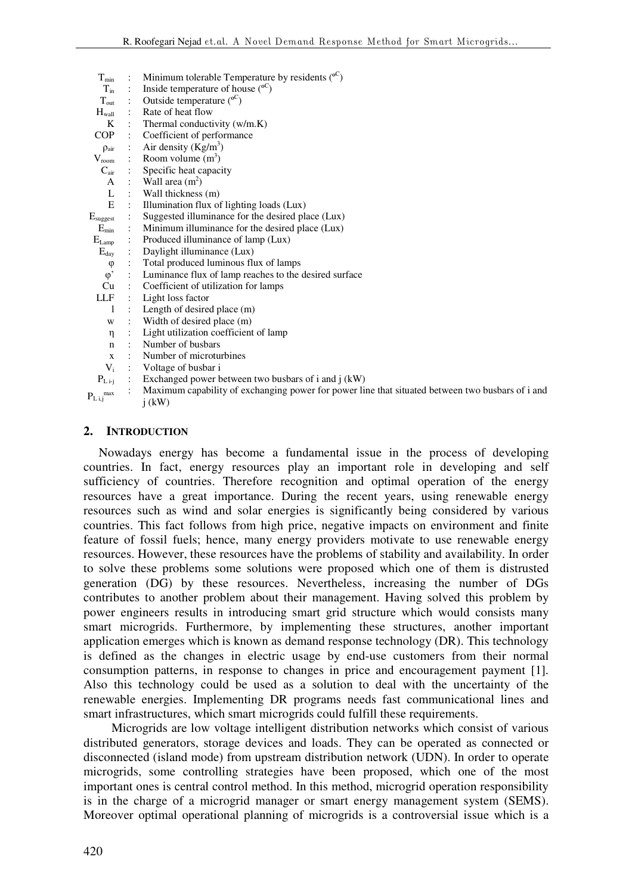| | | |
|---|---|---|
| $T_{min}$ | : | Minimum tolerable Temperature by residents ($^{oC}$) |
| $T_{in}$ | : | Inside temperature of house ($^{oC}$) |
| $T_{out}$ | : | Outside temperature ($^{oC}$) |
| $H_{wall}$ | : | Rate of heat flow |
| K | : | Thermal conductivity (w/m.K) |
| COP | : | Coefficient of performance |
| $\rho_{air}$ | : | Air density (Kg/m$^3$) |
| $V_{room}$ | : | Room volume (m$^3$) |
| $C_{air}$ | : | Specific heat capacity |
| A | : | Wall area (m$^2$) |
| L | : | Wall thickness (m) |
| E | : | Illumination flux of lighting loads (Lux) |
| $E_{suggest}$ | : | Suggested illuminance for the desired place (Lux) |
| $E_{min}$ | : | Minimum illuminance for the desired place (Lux) |
| $E_{Lamp}$ | : | Produced illuminance of lamp (Lux) |
| $E_{day}$ | : | Daylight illuminance (Lux) |
| $\varphi$ | : | Total produced luminous flux of lamps |
| $\varphi'$ | : | Luminance flux of lamp reaches to the desired surface |
| Cu | : | Coefficient of utilization for lamps |
| LLF | : | Light loss factor |
| l | : | Length of desired place (m) |
| w | : | Width of desired place (m) |
| $\eta$ | : | Light utilization coefficient of lamp |
| n | : | Number of busbars |
| x | : | Number of microturbines |
| $V_i$ | : | Voltage of busbar i |
| $P_{L\,i\text{-}j}$ | : | Exchanged power between two busbars of i and j (kW) |
| $P_{L\,i,j}^{max}$ | : | Maximum capability of exchanging power for power line that situated between two busbars of i and j (kW) |

## 2. INTRODUCTION

Nowadays energy has become a fundamental issue in the process of developing countries. In fact, energy resources play an important role in developing and self sufficiency of countries. Therefore recognition and optimal operation of the energy resources have a great importance. During the recent years, using renewable energy resources such as wind and solar energies is significantly being considered by various countries. This fact follows from high price, negative impacts on environment and finite feature of fossil fuels; hence, many energy providers motivate to use renewable energy resources. However, these resources have the problems of stability and availability. In order to solve these problems some solutions were proposed which one of them is distrusted generation (DG) by these resources. Nevertheless, increasing the number of DGs contributes to another problem about their management. Having solved this problem by power engineers results in introducing smart grid structure which would consists many smart microgrids. Furthermore, by implementing these structures, another important application emerges which is known as demand response technology (DR). This technology is defined as the changes in electric usage by end-use customers from their normal consumption patterns, in response to changes in price and encouragement payment [1]. Also this technology could be used as a solution to deal with the uncertainty of the renewable energies. Implementing DR programs needs fast communicational lines and smart infrastructures, which smart microgrids could fulfill these requirements.

Microgrids are low voltage intelligent distribution networks which consist of various distributed generators, storage devices and loads. They can be operated as connected or disconnected (island mode) from upstream distribution network (UDN). In order to operate microgrids, some controlling strategies have been proposed, which one of the most important ones is central control method. In this method, microgrid operation responsibility is in the charge of a microgrid manager or smart energy management system (SEMS). Moreover optimal operational planning of microgrids is a controversial issue which is a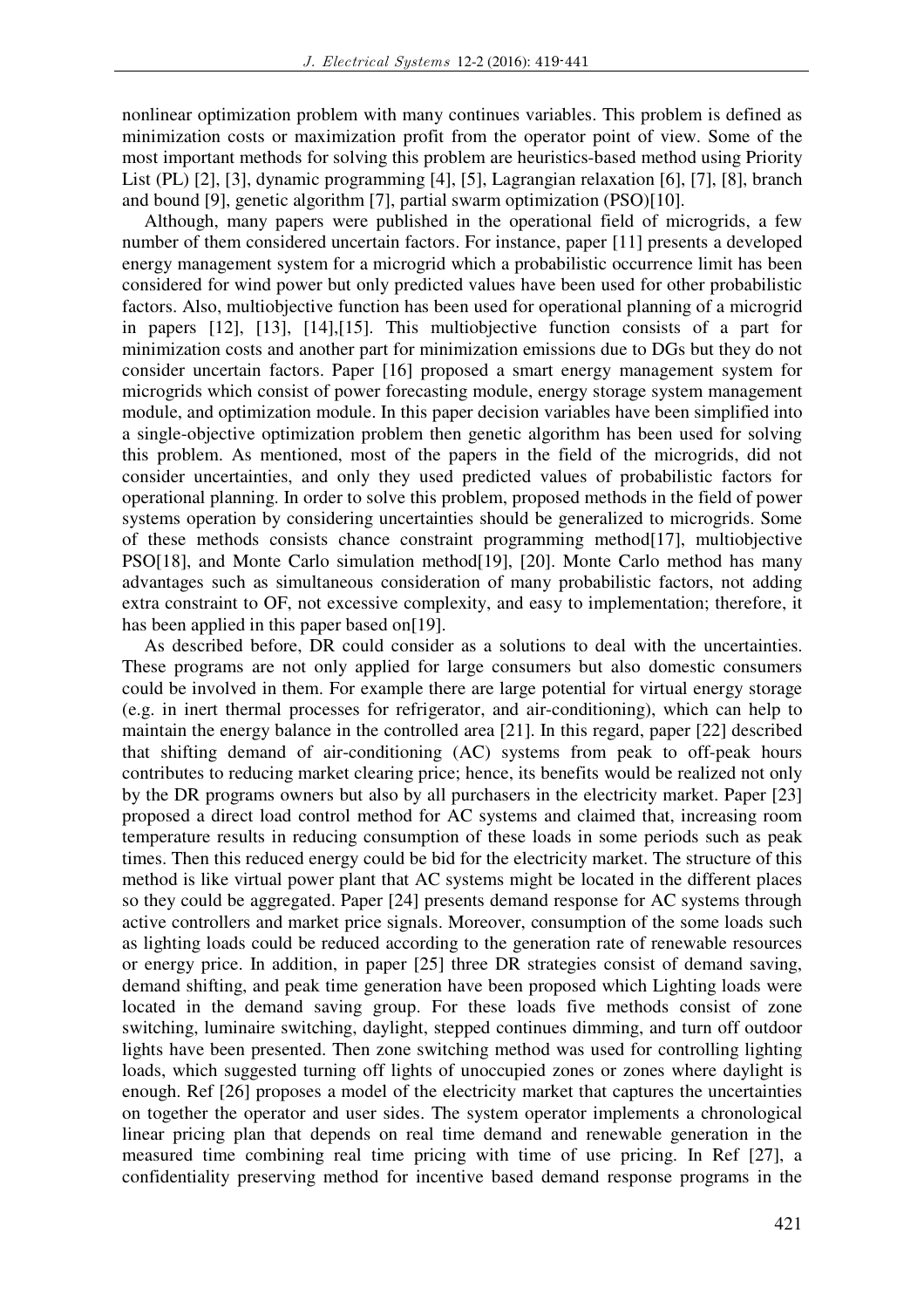nonlinear optimization problem with many continues variables. This problem is defined as minimization costs or maximization profit from the operator point of view. Some of the most important methods for solving this problem are heuristics-based method using Priority List (PL) [2], [3], dynamic programming [4], [5], Lagrangian relaxation [6], [7], [8], branch and bound [9], genetic algorithm [7], partial swarm optimization (PSO)[10].

Although, many papers were published in the operational field of microgrids, a few number of them considered uncertain factors. For instance, paper [11] presents a developed energy management system for a microgrid which a probabilistic occurrence limit has been considered for wind power but only predicted values have been used for other probabilistic factors. Also, multiobjective function has been used for operational planning of a microgrid in papers [12], [13], [14],[15]. This multiobjective function consists of a part for minimization costs and another part for minimization emissions due to DGs but they do not consider uncertain factors. Paper [16] proposed a smart energy management system for microgrids which consist of power forecasting module, energy storage system management module, and optimization module. In this paper decision variables have been simplified into a single-objective optimization problem then genetic algorithm has been used for solving this problem. As mentioned, most of the papers in the field of the microgrids, did not consider uncertainties, and only they used predicted values of probabilistic factors for operational planning. In order to solve this problem, proposed methods in the field of power systems operation by considering uncertainties should be generalized to microgrids. Some of these methods consists chance constraint programming method[17], multiobjective PSO[18], and Monte Carlo simulation method[19], [20]. Monte Carlo method has many advantages such as simultaneous consideration of many probabilistic factors, not adding extra constraint to OF, not excessive complexity, and easy to implementation; therefore, it has been applied in this paper based on[19].

As described before, DR could consider as a solutions to deal with the uncertainties. These programs are not only applied for large consumers but also domestic consumers could be involved in them. For example there are large potential for virtual energy storage (e.g. in inert thermal processes for refrigerator, and air-conditioning), which can help to maintain the energy balance in the controlled area [21]. In this regard, paper [22] described that shifting demand of air-conditioning (AC) systems from peak to off-peak hours contributes to reducing market clearing price; hence, its benefits would be realized not only by the DR programs owners but also by all purchasers in the electricity market. Paper [23] proposed a direct load control method for AC systems and claimed that, increasing room temperature results in reducing consumption of these loads in some periods such as peak times. Then this reduced energy could be bid for the electricity market. The structure of this method is like virtual power plant that AC systems might be located in the different places so they could be aggregated. Paper [24] presents demand response for AC systems through active controllers and market price signals. Moreover, consumption of the some loads such as lighting loads could be reduced according to the generation rate of renewable resources or energy price. In addition, in paper [25] three DR strategies consist of demand saving, demand shifting, and peak time generation have been proposed which Lighting loads were located in the demand saving group. For these loads five methods consist of zone switching, luminaire switching, daylight, stepped continues dimming, and turn off outdoor lights have been presented. Then zone switching method was used for controlling lighting loads, which suggested turning off lights of unoccupied zones or zones where daylight is enough. Ref [26] proposes a model of the electricity market that captures the uncertainties on together the operator and user sides. The system operator implements a chronological linear pricing plan that depends on real time demand and renewable generation in the measured time combining real time pricing with time of use pricing. In Ref [27], a confidentiality preserving method for incentive based demand response programs in the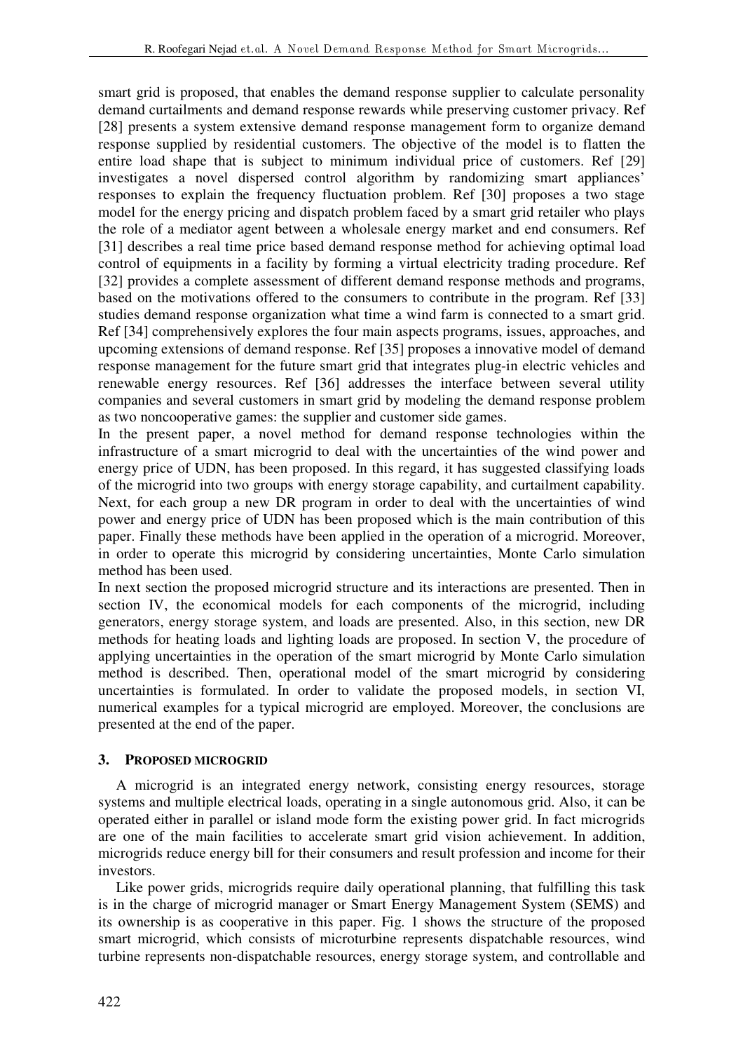smart grid is proposed, that enables the demand response supplier to calculate personality demand curtailments and demand response rewards while preserving customer privacy. Ref [28] presents a system extensive demand response management form to organize demand response supplied by residential customers. The objective of the model is to flatten the entire load shape that is subject to minimum individual price of customers. Ref [29] investigates a novel dispersed control algorithm by randomizing smart appliances' responses to explain the frequency fluctuation problem. Ref [30] proposes a two stage model for the energy pricing and dispatch problem faced by a smart grid retailer who plays the role of a mediator agent between a wholesale energy market and end consumers. Ref [31] describes a real time price based demand response method for achieving optimal load control of equipments in a facility by forming a virtual electricity trading procedure. Ref [32] provides a complete assessment of different demand response methods and programs, based on the motivations offered to the consumers to contribute in the program. Ref [33] studies demand response organization what time a wind farm is connected to a smart grid. Ref [34] comprehensively explores the four main aspects programs, issues, approaches, and upcoming extensions of demand response. Ref [35] proposes a innovative model of demand response management for the future smart grid that integrates plug-in electric vehicles and renewable energy resources. Ref [36] addresses the interface between several utility companies and several customers in smart grid by modeling the demand response problem as two noncooperative games: the supplier and customer side games.

In the present paper, a novel method for demand response technologies within the infrastructure of a smart microgrid to deal with the uncertainties of the wind power and energy price of UDN, has been proposed. In this regard, it has suggested classifying loads of the microgrid into two groups with energy storage capability, and curtailment capability. Next, for each group a new DR program in order to deal with the uncertainties of wind power and energy price of UDN has been proposed which is the main contribution of this paper. Finally these methods have been applied in the operation of a microgrid. Moreover, in order to operate this microgrid by considering uncertainties, Monte Carlo simulation method has been used.

In next section the proposed microgrid structure and its interactions are presented. Then in section IV, the economical models for each components of the microgrid, including generators, energy storage system, and loads are presented. Also, in this section, new DR methods for heating loads and lighting loads are proposed. In section V, the procedure of applying uncertainties in the operation of the smart microgrid by Monte Carlo simulation method is described. Then, operational model of the smart microgrid by considering uncertainties is formulated. In order to validate the proposed models, in section VI, numerical examples for a typical microgrid are employed. Moreover, the conclusions are presented at the end of the paper.

## 3. PROPOSED MICROGRID

A microgrid is an integrated energy network, consisting energy resources, storage systems and multiple electrical loads, operating in a single autonomous grid. Also, it can be operated either in parallel or island mode form the existing power grid. In fact microgrids are one of the main facilities to accelerate smart grid vision achievement. In addition, microgrids reduce energy bill for their consumers and result profession and income for their investors.

Like power grids, microgrids require daily operational planning, that fulfilling this task is in the charge of microgrid manager or Smart Energy Management System (SEMS) and its ownership is as cooperative in this paper. Fig. 1 shows the structure of the proposed smart microgrid, which consists of microturbine represents dispatchable resources, wind turbine represents non-dispatchable resources, energy storage system, and controllable and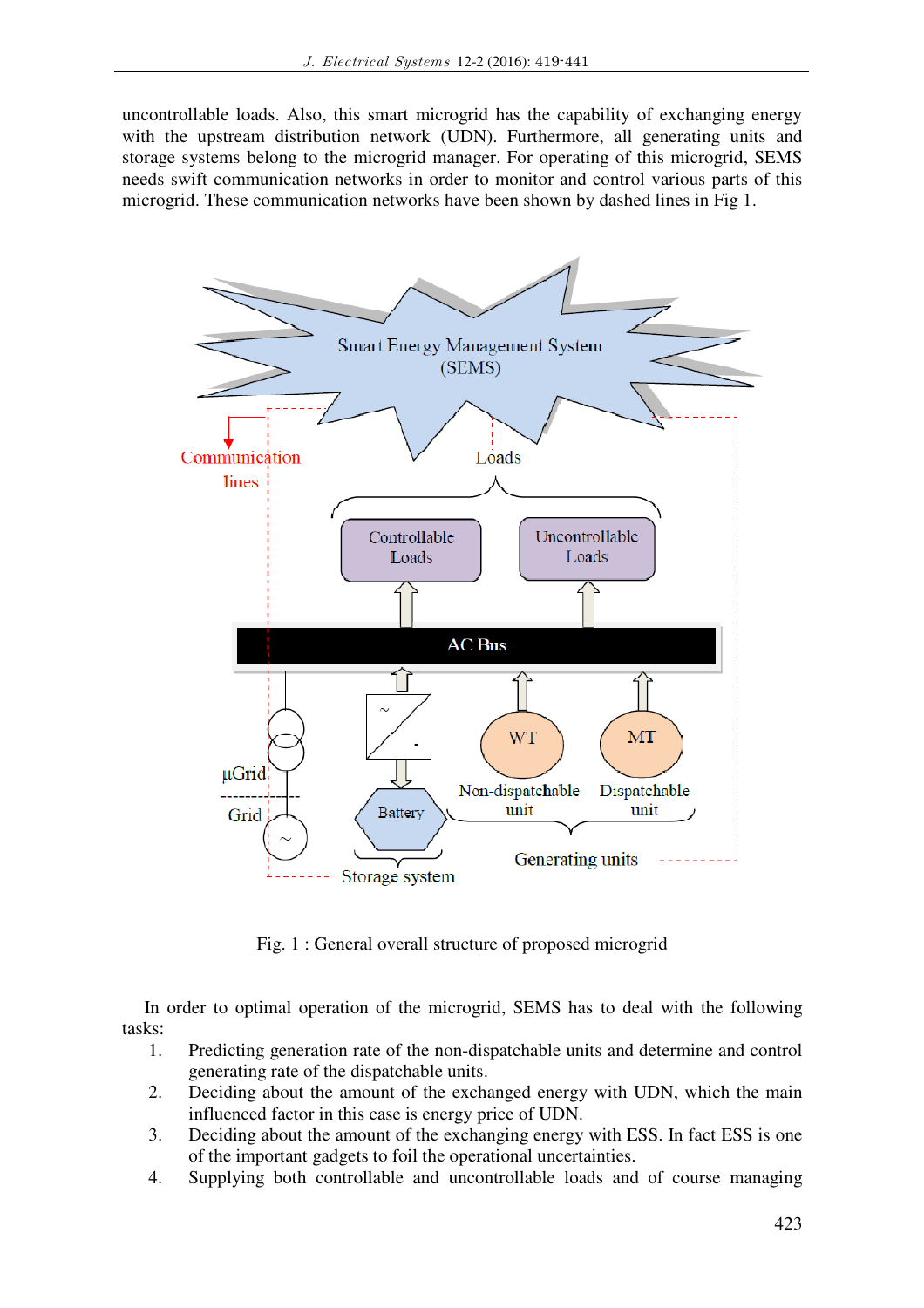uncontrollable loads. Also, this smart microgrid has the capability of exchanging energy with the upstream distribution network (UDN). Furthermore, all generating units and storage systems belong to the microgrid manager. For operating of this microgrid, SEMS needs swift communication networks in order to monitor and control various parts of this microgrid. These communication networks have been shown by dashed lines in Fig 1.

Fig. 1 : General overall structure of proposed microgrid

In order to optimal operation of the microgrid, SEMS has to deal with the following tasks:

1. Predicting generation rate of the non-dispatchable units and determine and control generating rate of the dispatchable units.
2. Deciding about the amount of the exchanged energy with UDN, which the main influenced factor in this case is energy price of UDN.
3. Deciding about the amount of the exchanging energy with ESS. In fact ESS is one of the important gadgets to foil the operational uncertainties.
4. Supplying both controllable and uncontrollable loads and of course managing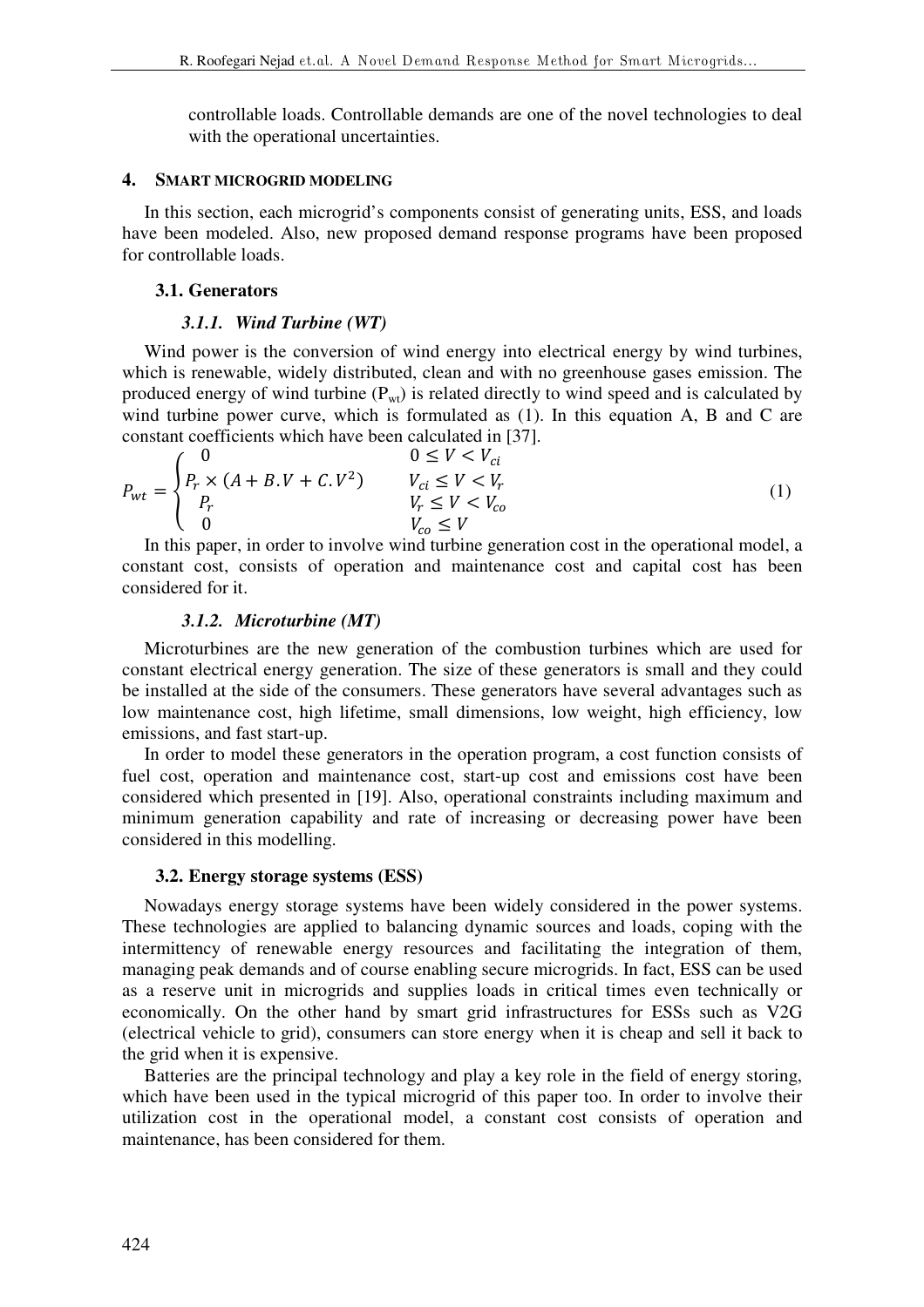controllable loads. Controllable demands are one of the novel technologies to deal with the operational uncertainties.

## 4. SMART MICROGRID MODELING

In this section, each microgrid's components consist of generating units, ESS, and loads have been modeled. Also, new proposed demand response programs have been proposed for controllable loads.

### 3.1. Generators

#### *3.1.1. Wind Turbine (WT)*

Wind power is the conversion of wind energy into electrical energy by wind turbines, which is renewable, widely distributed, clean and with no greenhouse gases emission. The produced energy of wind turbine ($P_{wt}$) is related directly to wind speed and is calculated by wind turbine power curve, which is formulated as (1). In this equation A, B and C are constant coefficients which have been calculated in [37].

$$P_{wt} = \begin{cases} 0 & 0 \leq V < V_{ci} \\ P_r \times (A + B.V + C.V^2) & V_{ci} \leq V < V_r \\ P_r & V_r \leq V < V_{co} \\ 0 & V_{co} \leq V \end{cases} \tag{1}$$

In this paper, in order to involve wind turbine generation cost in the operational model, a constant cost, consists of operation and maintenance cost and capital cost has been considered for it.

#### *3.1.2. Microturbine (MT)*

Microturbines are the new generation of the combustion turbines which are used for constant electrical energy generation. The size of these generators is small and they could be installed at the side of the consumers. These generators have several advantages such as low maintenance cost, high lifetime, small dimensions, low weight, high efficiency, low emissions, and fast start-up.

In order to model these generators in the operation program, a cost function consists of fuel cost, operation and maintenance cost, start-up cost and emissions cost have been considered which presented in [19]. Also, operational constraints including maximum and minimum generation capability and rate of increasing or decreasing power have been considered in this modelling.

### 3.2. Energy storage systems (ESS)

Nowadays energy storage systems have been widely considered in the power systems. These technologies are applied to balancing dynamic sources and loads, coping with the intermittency of renewable energy resources and facilitating the integration of them, managing peak demands and of course enabling secure microgrids. In fact, ESS can be used as a reserve unit in microgrids and supplies loads in critical times even technically or economically. On the other hand by smart grid infrastructures for ESSs such as V2G (electrical vehicle to grid), consumers can store energy when it is cheap and sell it back to the grid when it is expensive.

Batteries are the principal technology and play a key role in the field of energy storing, which have been used in the typical microgrid of this paper too. In order to involve their utilization cost in the operational model, a constant cost consists of operation and maintenance, has been considered for them.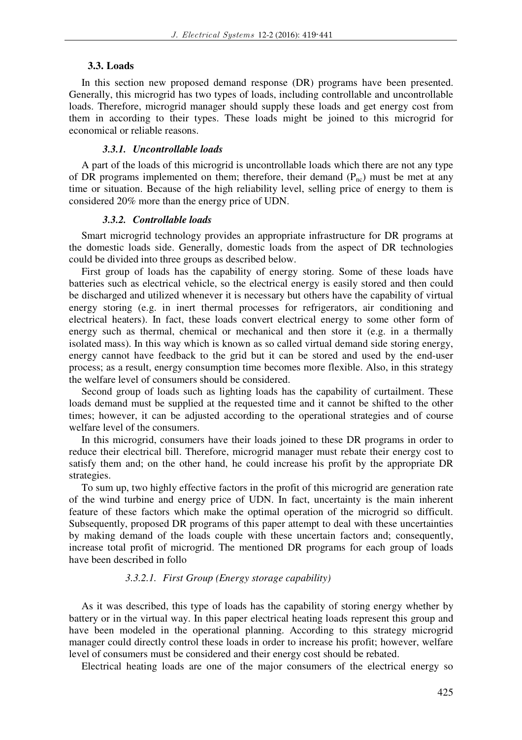### 3.3. Loads

In this section new proposed demand response (DR) programs have been presented. Generally, this microgrid has two types of loads, including controllable and uncontrollable loads. Therefore, microgrid manager should supply these loads and get energy cost from them in according to their types. These loads might be joined to this microgrid for economical or reliable reasons.

#### *3.3.1. Uncontrollable loads*

A part of the loads of this microgrid is uncontrollable loads which there are not any type of DR programs implemented on them; therefore, their demand ($P_{nc}$) must be met at any time or situation. Because of the high reliability level, selling price of energy to them is considered 20% more than the energy price of UDN.

#### *3.3.2. Controllable loads*

Smart microgrid technology provides an appropriate infrastructure for DR programs at the domestic loads side. Generally, domestic loads from the aspect of DR technologies could be divided into three groups as described below.

First group of loads has the capability of energy storing. Some of these loads have batteries such as electrical vehicle, so the electrical energy is easily stored and then could be discharged and utilized whenever it is necessary but others have the capability of virtual energy storing (e.g. in inert thermal processes for refrigerators, air conditioning and electrical heaters). In fact, these loads convert electrical energy to some other form of energy such as thermal, chemical or mechanical and then store it (e.g. in a thermally isolated mass). In this way which is known as so called virtual demand side storing energy, energy cannot have feedback to the grid but it can be stored and used by the end-user process; as a result, energy consumption time becomes more flexible. Also, in this strategy the welfare level of consumers should be considered.

Second group of loads such as lighting loads has the capability of curtailment. These loads demand must be supplied at the requested time and it cannot be shifted to the other times; however, it can be adjusted according to the operational strategies and of course welfare level of the consumers.

In this microgrid, consumers have their loads joined to these DR programs in order to reduce their electrical bill. Therefore, microgrid manager must rebate their energy cost to satisfy them and; on the other hand, he could increase his profit by the appropriate DR strategies.

To sum up, two highly effective factors in the profit of this microgrid are generation rate of the wind turbine and energy price of UDN. In fact, uncertainty is the main inherent feature of these factors which make the optimal operation of the microgrid so difficult. Subsequently, proposed DR programs of this paper attempt to deal with these uncertainties by making demand of the loads couple with these uncertain factors and; consequently, increase total profit of microgrid. The mentioned DR programs for each group of loads have been described in follo

##### *3.3.2.1. First Group (Energy storage capability)*

As it was described, this type of loads has the capability of storing energy whether by battery or in the virtual way. In this paper electrical heating loads represent this group and have been modeled in the operational planning. According to this strategy microgrid manager could directly control these loads in order to increase his profit; however, welfare level of consumers must be considered and their energy cost should be rebated.

Electrical heating loads are one of the major consumers of the electrical energy so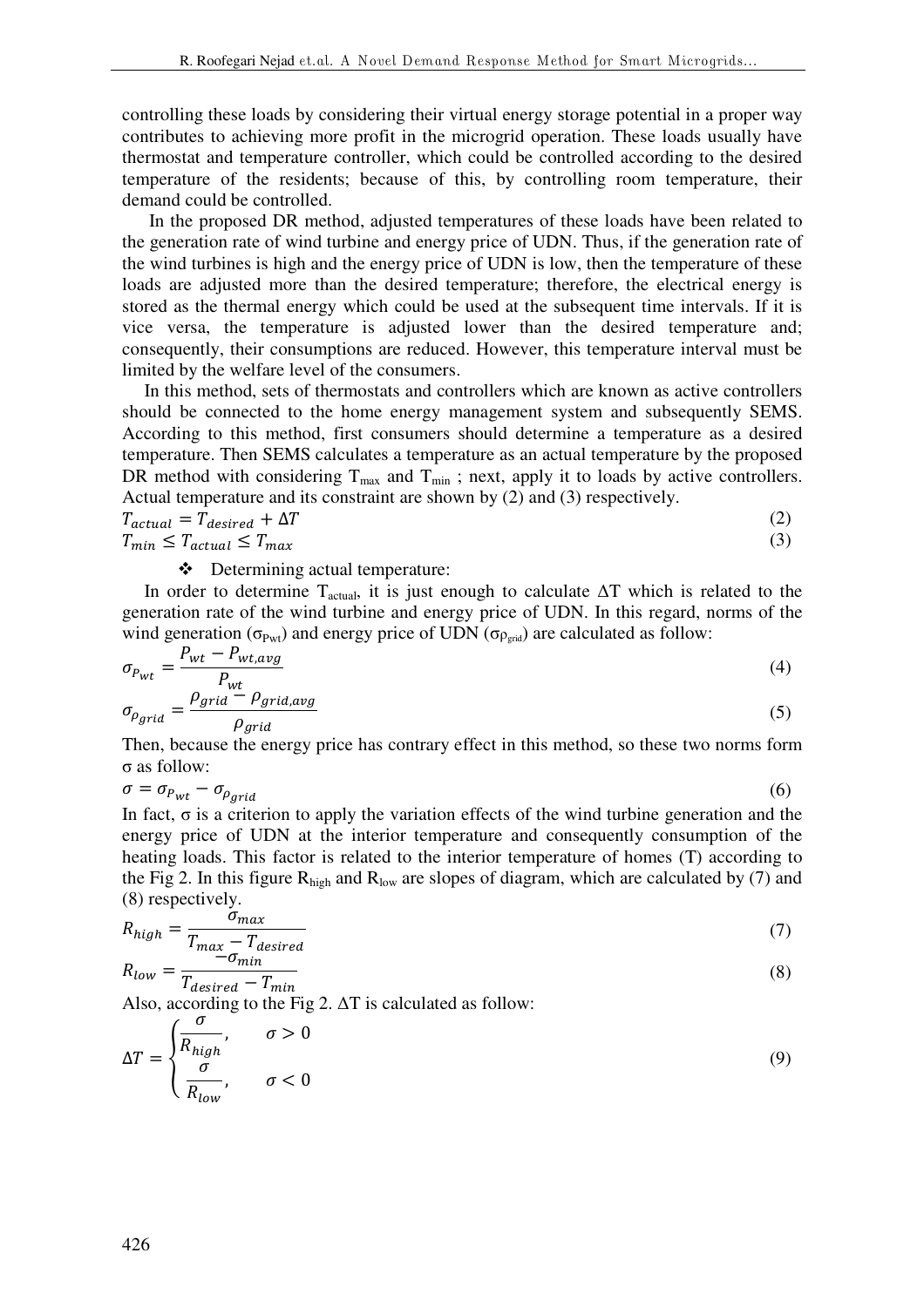controlling these loads by considering their virtual energy storage potential in a proper way contributes to achieving more profit in the microgrid operation. These loads usually have thermostat and temperature controller, which could be controlled according to the desired temperature of the residents; because of this, by controlling room temperature, their demand could be controlled.

In the proposed DR method, adjusted temperatures of these loads have been related to the generation rate of wind turbine and energy price of UDN. Thus, if the generation rate of the wind turbines is high and the energy price of UDN is low, then the temperature of these loads are adjusted more than the desired temperature; therefore, the electrical energy is stored as the thermal energy which could be used at the subsequent time intervals. If it is vice versa, the temperature is adjusted lower than the desired temperature and; consequently, their consumptions are reduced. However, this temperature interval must be limited by the welfare level of the consumers.

In this method, sets of thermostats and controllers which are known as active controllers should be connected to the home energy management system and subsequently SEMS. According to this method, first consumers should determine a temperature as a desired temperature. Then SEMS calculates a temperature as an actual temperature by the proposed DR method with considering $T_{max}$ and $T_{min}$ ; next, apply it to loads by active controllers. Actual temperature and its constraint are shown by (2) and (3) respectively.

$$T_{actual} = T_{desired} + \Delta T \tag{2}$$

$$T_{min} \leq T_{actual} \leq T_{max} \tag{3}$$

- Determining actual temperature:

In order to determine $T_{actual}$, it is just enough to calculate $\Delta T$ which is related to the generation rate of the wind turbine and energy price of UDN. In this regard, norms of the wind generation ($\sigma_{P_{wt}}$) and energy price of UDN ($\sigma_{\rho_{grid}}$) are calculated as follow:

$$\sigma_{P_{wt}} = \frac{P_{wt} - P_{wt,avg}}{P_{wt}} \tag{4}$$

$$\sigma_{\rho_{grid}} = \frac{\rho_{grid} - \rho_{grid,avg}}{\rho_{grid}} \tag{5}$$

Then, because the energy price has contrary effect in this method, so these two norms form σ as follow:

$$\sigma = \sigma_{P_{wt}} - \sigma_{\rho_{grid}} \tag{6}$$

In fact, σ is a criterion to apply the variation effects of the wind turbine generation and the energy price of UDN at the interior temperature and consequently consumption of the heating loads. This factor is related to the interior temperature of homes (T) according to the Fig 2. In this figure $R_{high}$ and $R_{low}$ are slopes of diagram, which are calculated by (7) and (8) respectively.

$$R_{high} = \frac{\sigma_{max}}{T_{max} - T_{desired}} \tag{7}$$

$$R_{low} = \frac{-\sigma_{min}}{T_{desired} - T_{min}} \tag{8}$$

Also, according to the Fig 2. $\Delta T$ is calculated as follow:

$$\Delta T = \begin{cases} \dfrac{\sigma}{R_{high}}, & \sigma > 0 \\ \dfrac{\sigma}{R_{low}}, & \sigma < 0 \end{cases} \tag{9}$$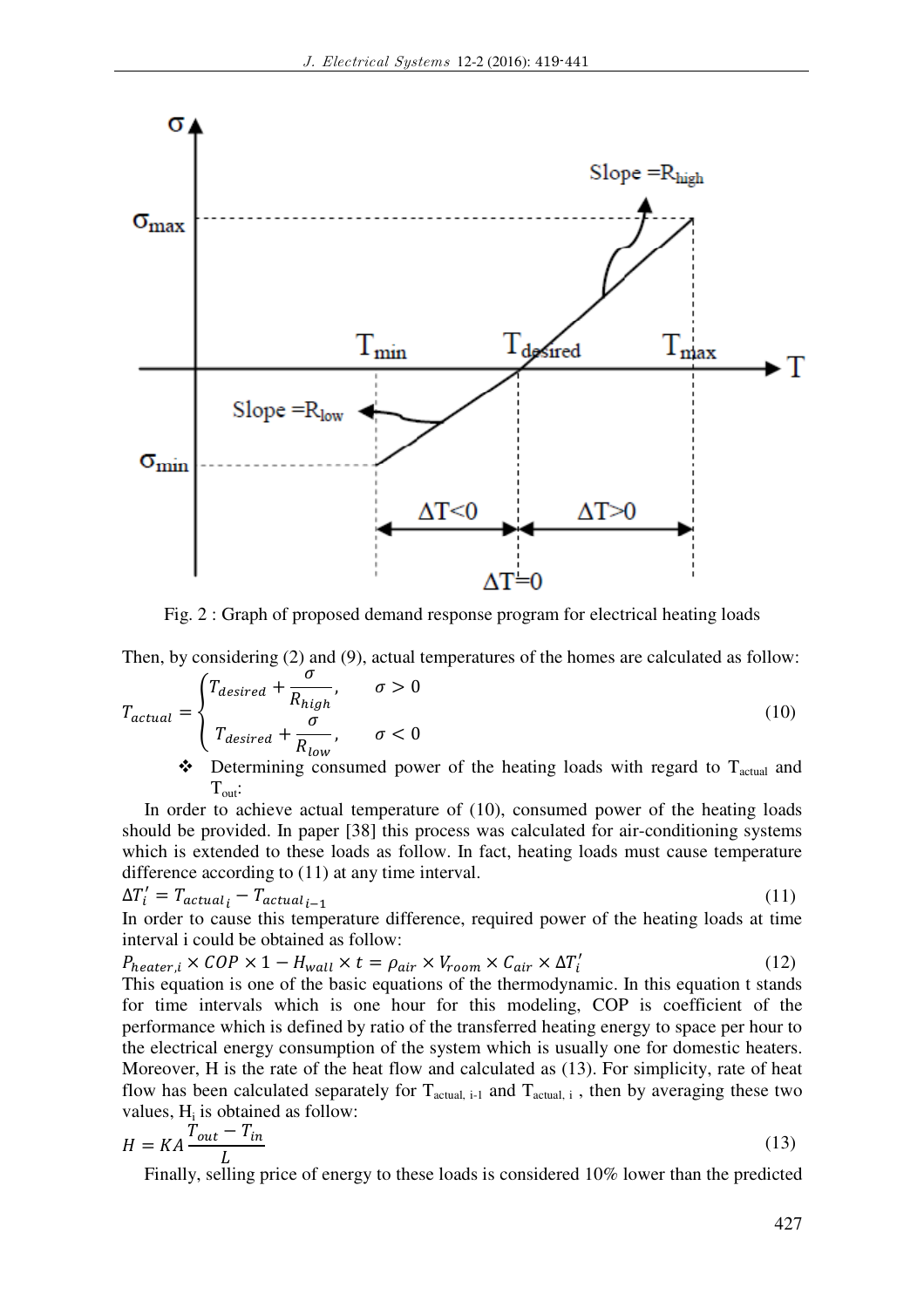Fig. 2 : Graph of proposed demand response program for electrical heating loads

Then, by considering (2) and (9), actual temperatures of the homes are calculated as follow:

$$T_{actual} = \begin{cases} T_{desired} + \dfrac{\sigma}{R_{high}}, & \sigma > 0 \\ T_{desired} + \dfrac{\sigma}{R_{low}}, & \sigma < 0 \end{cases} \tag{10}$$

- Determining consumed power of the heating loads with regard to $T_{actual}$ and $T_{out}$:

In order to achieve actual temperature of (10), consumed power of the heating loads should be provided. In paper [38] this process was calculated for air-conditioning systems which is extended to these loads as follow. In fact, heating loads must cause temperature difference according to (11) at any time interval.

$$\Delta T_i' = T_{actual_i} - T_{actual_{i-1}} \tag{11}$$

In order to cause this temperature difference, required power of the heating loads at time interval i could be obtained as follow:

$$P_{heater,i} \times COP \times 1 - H_{wall} \times t = \rho_{air} \times V_{room} \times C_{air} \times \Delta T_i' \tag{12}$$

This equation is one of the basic equations of the thermodynamic. In this equation t stands for time intervals which is one hour for this modeling, COP is coefficient of the performance which is defined by ratio of the transferred heating energy to space per hour to the electrical energy consumption of the system which is usually one for domestic heaters. Moreover, H is the rate of the heat flow and calculated as (13). For simplicity, rate of heat flow has been calculated separately for $T_{actual,\, i-1}$ and $T_{actual,\, i}$ , then by averaging these two values, $H_i$ is obtained as follow:

$$H = KA\frac{T_{out} - T_{in}}{L} \tag{13}$$

Finally, selling price of energy to these loads is considered 10% lower than the predicted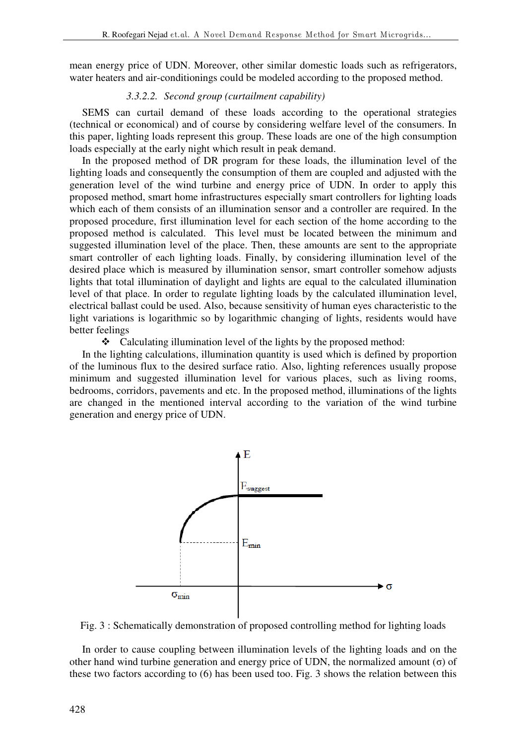mean energy price of UDN. Moreover, other similar domestic loads such as refrigerators, water heaters and air-conditionings could be modeled according to the proposed method.

#### *3.3.2.2. Second group (curtailment capability)*

SEMS can curtail demand of these loads according to the operational strategies (technical or economical) and of course by considering welfare level of the consumers. In this paper, lighting loads represent this group. These loads are one of the high consumption loads especially at the early night which result in peak demand.

In the proposed method of DR program for these loads, the illumination level of the lighting loads and consequently the consumption of them are coupled and adjusted with the generation level of the wind turbine and energy price of UDN. In order to apply this proposed method, smart home infrastructures especially smart controllers for lighting loads which each of them consists of an illumination sensor and a controller are required. In the proposed procedure, first illumination level for each section of the home according to the proposed method is calculated. This level must be located between the minimum and suggested illumination level of the place. Then, these amounts are sent to the appropriate smart controller of each lighting loads. Finally, by considering illumination level of the desired place which is measured by illumination sensor, smart controller somehow adjusts lights that total illumination of daylight and lights are equal to the calculated illumination level of that place. In order to regulate lighting loads by the calculated illumination level, electrical ballast could be used. Also, because sensitivity of human eyes characteristic to the light variations is logarithmic so by logarithmic changing of lights, residents would have better feelings

- Calculating illumination level of the lights by the proposed method:

In the lighting calculations, illumination quantity is used which is defined by proportion of the luminous flux to the desired surface ratio. Also, lighting references usually propose minimum and suggested illumination level for various places, such as living rooms, bedrooms, corridors, pavements and etc. In the proposed method, illuminations of the lights are changed in the mentioned interval according to the variation of the wind turbine generation and energy price of UDN.

Fig. 3 : Schematically demonstration of proposed controlling method for lighting loads

In order to cause coupling between illumination levels of the lighting loads and on the other hand wind turbine generation and energy price of UDN, the normalized amount ($\sigma$) of these two factors according to (6) has been used too. Fig. 3 shows the relation between this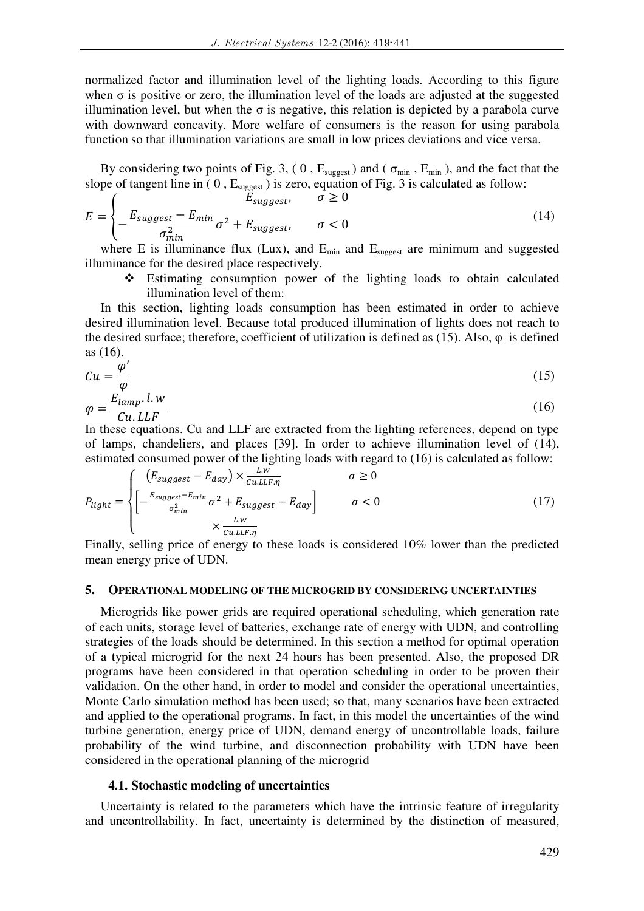normalized factor and illumination level of the lighting loads. According to this figure when σ is positive or zero, the illumination level of the loads are adjusted at the suggested illumination level, but when the σ is negative, this relation is depicted by a parabola curve with downward concavity. More welfare of consumers is the reason for using parabola function so that illumination variations are small in low prices deviations and vice versa.

By considering two points of Fig. 3, ( 0 , $E_{suggest}$ ) and ( $\sigma_{min}$ , $E_{min}$ ), and the fact that the slope of tangent line in ( 0 , $E_{suggest}$ ) is zero, equation of Fig. 3 is calculated as follow:

$$E = \begin{cases} E_{suggest}, & \sigma \geq 0 \\ -\dfrac{E_{suggest} - E_{min}}{\sigma_{min}^2}\sigma^2 + E_{suggest}, & \sigma < 0 \end{cases} \tag{14}$$

where E is illuminance flux (Lux), and $E_{min}$ and $E_{suggest}$ are minimum and suggested illuminance for the desired place respectively.

- Estimating consumption power of the lighting loads to obtain calculated illumination level of them:

In this section, lighting loads consumption has been estimated in order to achieve desired illumination level. Because total produced illumination of lights does not reach to the desired surface; therefore, coefficient of utilization is defined as (15). Also, φ is defined as (16).

$$Cu = \frac{\varphi'}{\varphi} \tag{15}$$

$$\varphi = \frac{E_{lamp}.l.w}{Cu.LLF} \tag{16}$$

In these equations. Cu and LLF are extracted from the lighting references, depend on type of lamps, chandeliers, and places [39]. In order to achieve illumination level of (14), estimated consumed power of the lighting loads with regard to (16) is calculated as follow:

$$P_{light} = \begin{cases} \left(E_{suggest} - E_{day}\right) \times \frac{L.w}{Cu.LLF.\eta} & \sigma \geq 0 \\ \left[-\frac{E_{suggest} - E_{min}}{\sigma_{min}^2}\sigma^2 + E_{suggest} - E_{day}\right] \times \frac{L.w}{Cu.LLF.\eta} & \sigma < 0 \end{cases} \tag{17}$$

Finally, selling price of energy to these loads is considered 10% lower than the predicted mean energy price of UDN.

## 5. Operational modeling of the microgrid by considering uncertainties

Microgrids like power grids are required operational scheduling, which generation rate of each units, storage level of batteries, exchange rate of energy with UDN, and controlling strategies of the loads should be determined. In this section a method for optimal operation of a typical microgrid for the next 24 hours has been presented. Also, the proposed DR programs have been considered in that operation scheduling in order to be proven their validation. On the other hand, in order to model and consider the operational uncertainties, Monte Carlo simulation method has been used; so that, many scenarios have been extracted and applied to the operational programs. In fact, in this model the uncertainties of the wind turbine generation, energy price of UDN, demand energy of uncontrollable loads, failure probability of the wind turbine, and disconnection probability with UDN have been considered in the operational planning of the microgrid

### 4.1. Stochastic modeling of uncertainties

Uncertainty is related to the parameters which have the intrinsic feature of irregularity and uncontrollability. In fact, uncertainty is determined by the distinction of measured,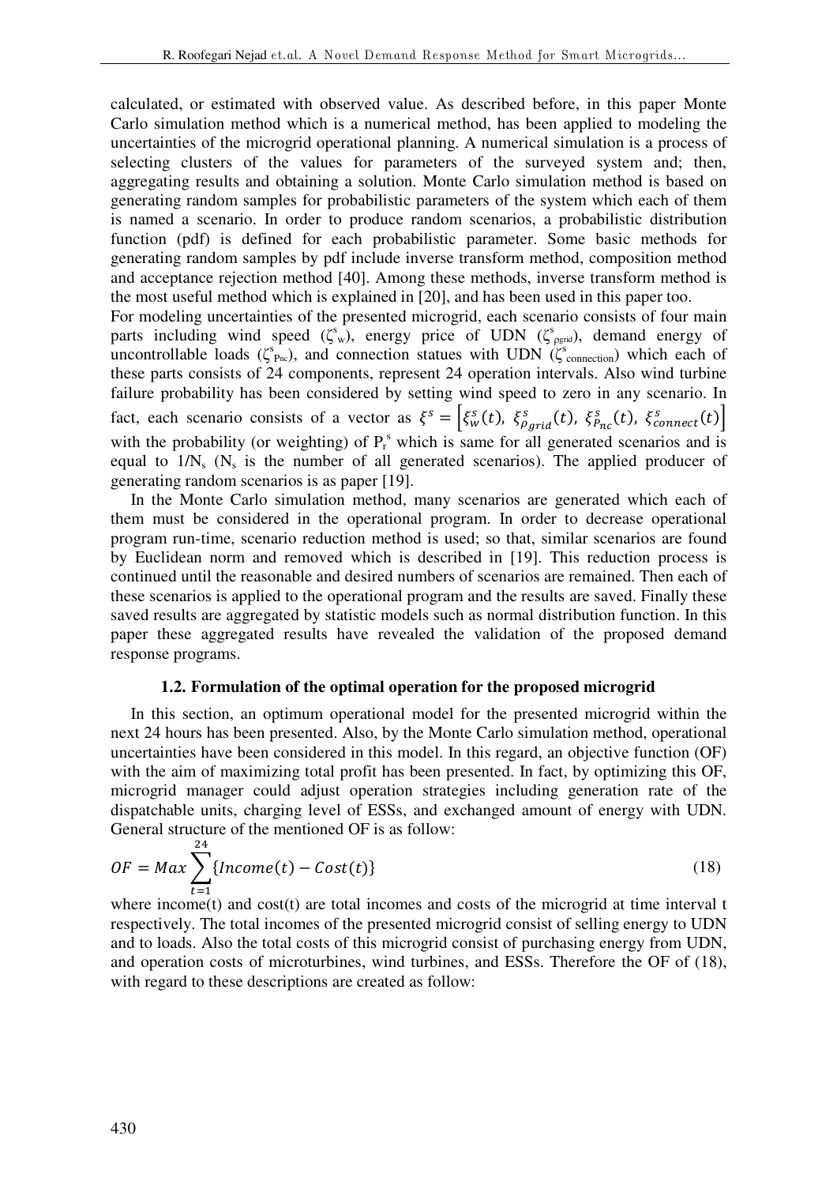calculated, or estimated with observed value. As described before, in this paper Monte Carlo simulation method which is a numerical method, has been applied to modeling the uncertainties of the microgrid operational planning. A numerical simulation is a process of selecting clusters of the values for parameters of the surveyed system and; then, aggregating results and obtaining a solution. Monte Carlo simulation method is based on generating random samples for probabilistic parameters of the system which each of them is named a scenario. In order to produce random scenarios, a probabilistic distribution function (pdf) is defined for each probabilistic parameter. Some basic methods for generating random samples by pdf include inverse transform method, composition method and acceptance rejection method [40]. Among these methods, inverse transform method is the most useful method which is explained in [20], and has been used in this paper too.

For modeling uncertainties of the presented microgrid, each scenario consists of four main parts including wind speed ($\zeta^s_w$), energy price of UDN ($\zeta^s_{\rho grid}$), demand energy of uncontrollable loads ($\zeta^s_{P_{nc}}$), and connection statues with UDN ($\zeta^s_{connection}$) which each of these parts consists of 24 components, represent 24 operation intervals. Also wind turbine failure probability has been considered by setting wind speed to zero in any scenario. In fact, each scenario consists of a vector as $\xi^s = \left[\xi^s_w(t),\ \xi^s_{\rho_{grid}}(t),\ \xi^s_{P_{nc}}(t),\ \xi^s_{connect}(t)\right]$ with the probability (or weighting) of $P_r^s$ which is same for all generated scenarios and is equal to $1/N_s$ ($N_s$ is the number of all generated scenarios). The applied producer of generating random scenarios is as paper [19].

In the Monte Carlo simulation method, many scenarios are generated which each of them must be considered in the operational program. In order to decrease operational program run-time, scenario reduction method is used; so that, similar scenarios are found by Euclidean norm and removed which is described in [19]. This reduction process is continued until the reasonable and desired numbers of scenarios are remained. Then each of these scenarios is applied to the operational program and the results are saved. Finally these saved results are aggregated by statistic models such as normal distribution function. In this paper these aggregated results have revealed the validation of the proposed demand response programs.

### 1.2. Formulation of the optimal operation for the proposed microgrid

In this section, an optimum operational model for the presented microgrid within the next 24 hours has been presented. Also, by the Monte Carlo simulation method, operational uncertainties have been considered in this model. In this regard, an objective function (OF) with the aim of maximizing total profit has been presented. In fact, by optimizing this OF, microgrid manager could adjust operation strategies including generation rate of the dispatchable units, charging level of ESSs, and exchanged amount of energy with UDN. General structure of the mentioned OF is as follow:

$$OF = Max \sum_{t=1}^{24} \{Income(t) - Cost(t)\} \tag{18}$$

where income(t) and cost(t) are total incomes and costs of the microgrid at time interval t respectively. The total incomes of the presented microgrid consist of selling energy to UDN and to loads. Also the total costs of this microgrid consist of purchasing energy from UDN, and operation costs of microturbines, wind turbines, and ESSs. Therefore the OF of (18), with regard to these descriptions are created as follow: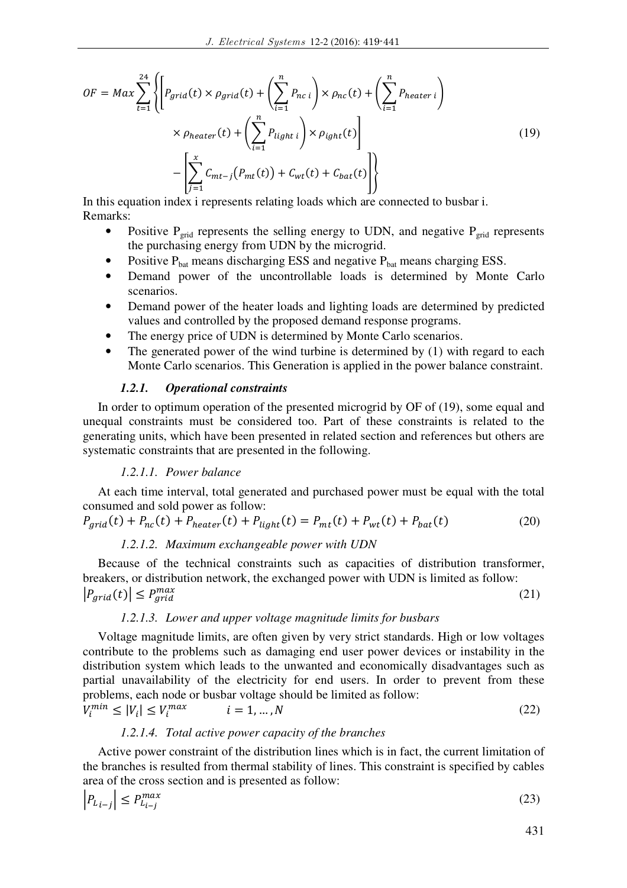$$OF = Max \sum_{t=1}^{24} \left\{ \left[ P_{grid}(t) \times \rho_{grid}(t) + \left( \sum_{i=1}^{n} P_{nc\,i} \right) \times \rho_{nc}(t) + \left( \sum_{i=1}^{n} P_{heater\,i} \right) \times \rho_{heater}(t) + \left( \sum_{i=1}^{n} P_{light\,i} \right) \times \rho_{ight}(t) \right] - \left[ \sum_{j=1}^{x} C_{mt-j}\big(P_{mt}(t)\big) + C_{wt}(t) + C_{bat}(t) \right] \right\} \tag{19}$$

In this equation index i represents relating loads which are connected to busbar i.

Remarks:

- Positive $P_{grid}$ represents the selling energy to UDN, and negative $P_{grid}$ represents the purchasing energy from UDN by the microgrid.
- Positive $P_{bat}$ means discharging ESS and negative $P_{bat}$ means charging ESS.
- Demand power of the uncontrollable loads is determined by Monte Carlo scenarios.
- Demand power of the heater loads and lighting loads are determined by predicted values and controlled by the proposed demand response programs.
- The energy price of UDN is determined by Monte Carlo scenarios.
- The generated power of the wind turbine is determined by (1) with regard to each Monte Carlo scenarios. This Generation is applied in the power balance constraint.

#### *1.2.1. Operational constraints*

In order to optimum operation of the presented microgrid by OF of (19), some equal and unequal constraints must be considered too. Part of these constraints is related to the generating units, which have been presented in related section and references but others are systematic constraints that are presented in the following.

##### *1.2.1.1. Power balance*

At each time interval, total generated and purchased power must be equal with the total consumed and sold power as follow:

$$P_{grid}(t) + P_{nc}(t) + P_{heater}(t) + P_{light}(t) = P_{mt}(t) + P_{wt}(t) + P_{bat}(t) \tag{20}$$

##### *1.2.1.2. Maximum exchangeable power with UDN*

Because of the technical constraints such as capacities of distribution transformer, breakers, or distribution network, the exchanged power with UDN is limited as follow:

$$\left|P_{grid}(t)\right| \leq P_{grid}^{max} \tag{21}$$

##### *1.2.1.3. Lower and upper voltage magnitude limits for busbars*

Voltage magnitude limits, are often given by very strict standards. High or low voltages contribute to the problems such as damaging end user power devices or instability in the distribution system which leads to the unwanted and economically disadvantages such as partial unavailability of the electricity for end users. In order to prevent from these problems, each node or busbar voltage should be limited as follow:

$$V_i^{min} \leq |V_i| \leq V_i^{max} \qquad i = 1, \dots, N \tag{22}$$

##### *1.2.1.4. Total active power capacity of the branches*

Active power constraint of the distribution lines which is in fact, the current limitation of the branches is resulted from thermal stability of lines. This constraint is specified by cables area of the cross section and is presented as follow:

$$\left|P_{L_{i-j}}\right| \leq P_{L_{i-j}}^{max} \tag{23}$$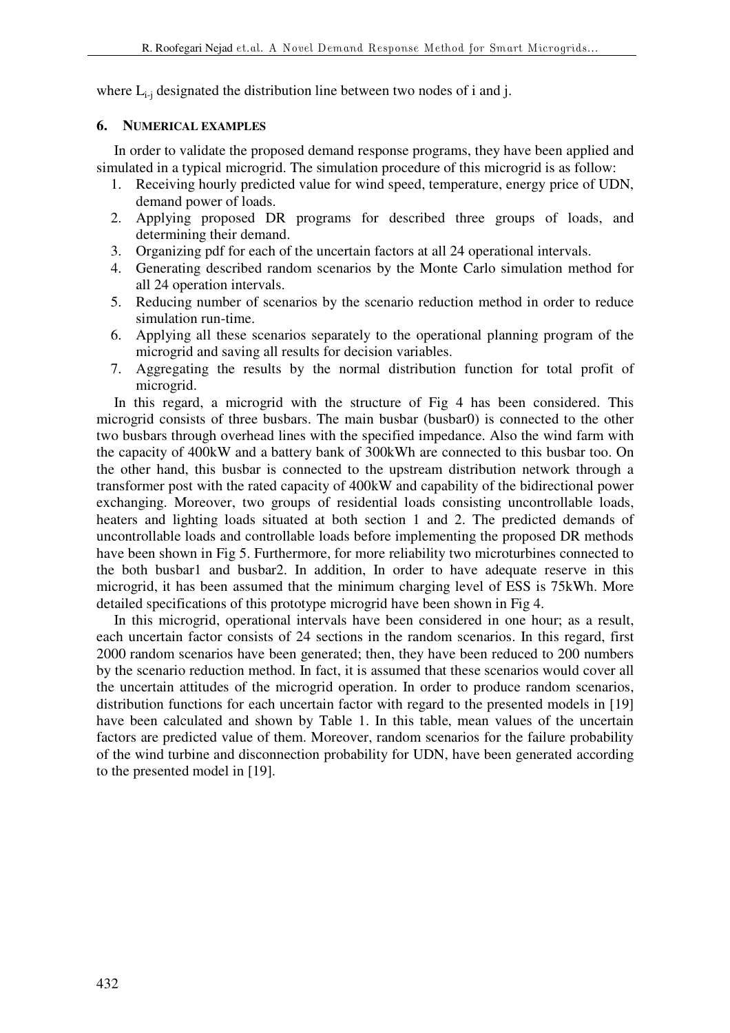where $L_{i-j}$ designated the distribution line between two nodes of i and j.

## 6. NUMERICAL EXAMPLES

In order to validate the proposed demand response programs, they have been applied and simulated in a typical microgrid. The simulation procedure of this microgrid is as follow:

1. Receiving hourly predicted value for wind speed, temperature, energy price of UDN, demand power of loads.
2. Applying proposed DR programs for described three groups of loads, and determining their demand.
3. Organizing pdf for each of the uncertain factors at all 24 operational intervals.
4. Generating described random scenarios by the Monte Carlo simulation method for all 24 operation intervals.
5. Reducing number of scenarios by the scenario reduction method in order to reduce simulation run-time.
6. Applying all these scenarios separately to the operational planning program of the microgrid and saving all results for decision variables.
7. Aggregating the results by the normal distribution function for total profit of microgrid.

In this regard, a microgrid with the structure of Fig 4 has been considered. This microgrid consists of three busbars. The main busbar (busbar0) is connected to the other two busbars through overhead lines with the specified impedance. Also the wind farm with the capacity of 400kW and a battery bank of 300kWh are connected to this busbar too. On the other hand, this busbar is connected to the upstream distribution network through a transformer post with the rated capacity of 400kW and capability of the bidirectional power exchanging. Moreover, two groups of residential loads consisting uncontrollable loads, heaters and lighting loads situated at both section 1 and 2. The predicted demands of uncontrollable loads and controllable loads before implementing the proposed DR methods have been shown in Fig 5. Furthermore, for more reliability two microturbines connected to the both busbar1 and busbar2. In addition, In order to have adequate reserve in this microgrid, it has been assumed that the minimum charging level of ESS is 75kWh. More detailed specifications of this prototype microgrid have been shown in Fig 4.

In this microgrid, operational intervals have been considered in one hour; as a result, each uncertain factor consists of 24 sections in the random scenarios. In this regard, first 2000 random scenarios have been generated; then, they have been reduced to 200 numbers by the scenario reduction method. In fact, it is assumed that these scenarios would cover all the uncertain attitudes of the microgrid operation. In order to produce random scenarios, distribution functions for each uncertain factor with regard to the presented models in [19] have been calculated and shown by Table 1. In this table, mean values of the uncertain factors are predicted value of them. Moreover, random scenarios for the failure probability of the wind turbine and disconnection probability for UDN, have been generated according to the presented model in [19].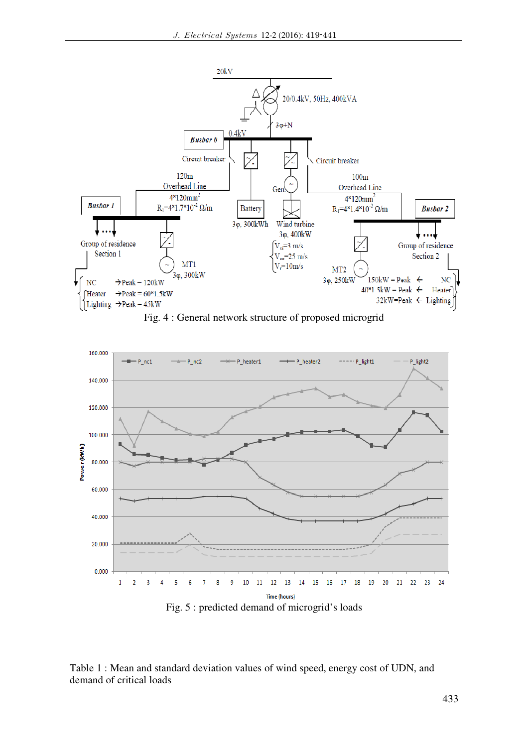Fig. 4 : General network structure of proposed microgrid

Fig. 5 : predicted demand of microgrid's loads

Table 1 : Mean and standard deviation values of wind speed, energy cost of UDN, and demand of critical loads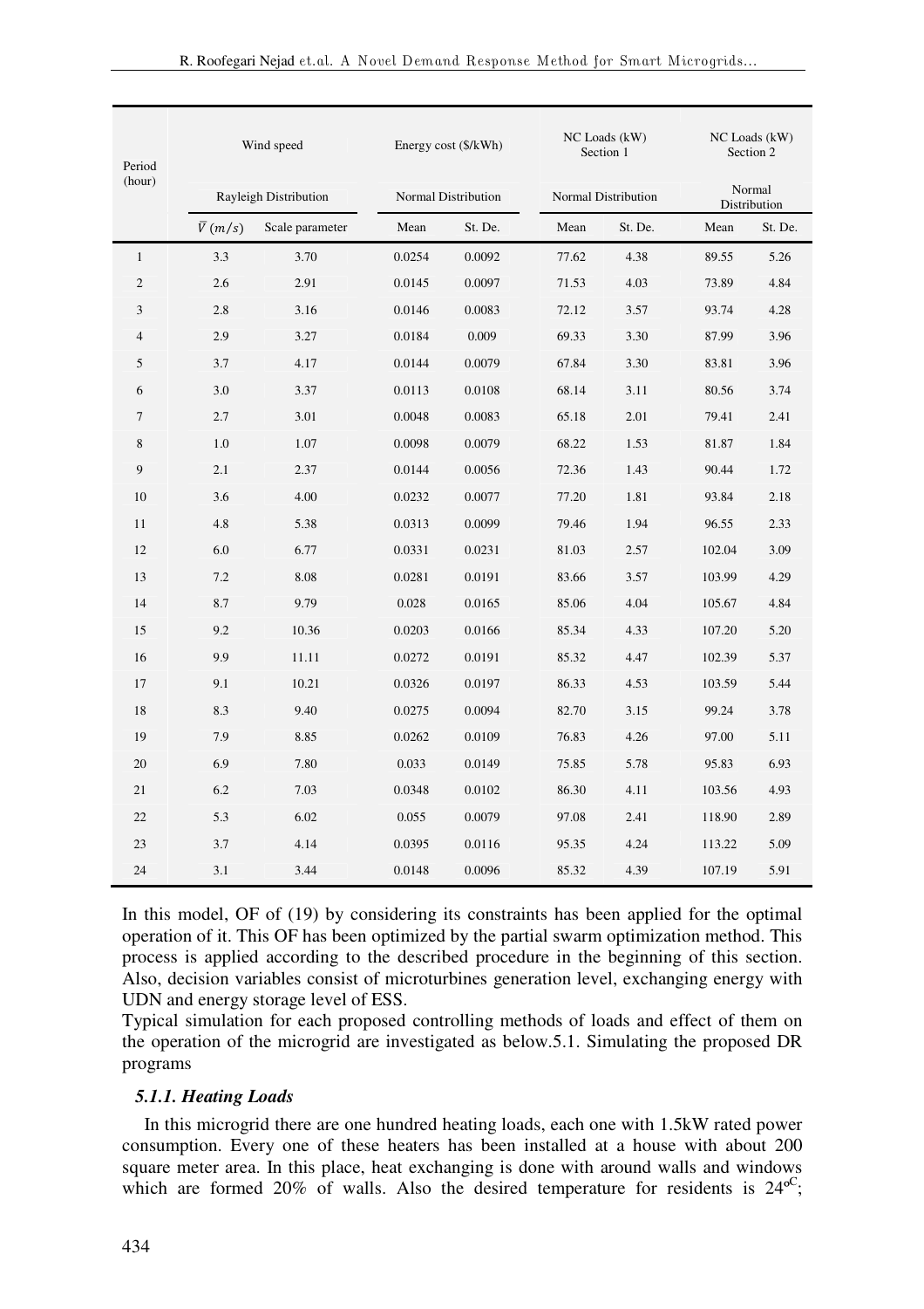| Period (hour) | Wind speed | | Energy cost ($/kWh) | | NC Loads (kW) Section 1 | | NC Loads (kW) Section 2 | |
|---|---|---|---|---|---|---|---|---|
| | Rayleigh Distribution | | Normal Distribution | | Normal Distribution | | Normal Distribution | |
| | $\bar{V}\ (m/s)$ | Scale parameter | Mean | St. De. | Mean | St. De. | Mean | St. De. |
| 1 | 3.3 | 3.70 | 0.0254 | 0.0092 | 77.62 | 4.38 | 89.55 | 5.26 |
| 2 | 2.6 | 2.91 | 0.0145 | 0.0097 | 71.53 | 4.03 | 73.89 | 4.84 |
| 3 | 2.8 | 3.16 | 0.0146 | 0.0083 | 72.12 | 3.57 | 93.74 | 4.28 |
| 4 | 2.9 | 3.27 | 0.0184 | 0.009 | 69.33 | 3.30 | 87.99 | 3.96 |
| 5 | 3.7 | 4.17 | 0.0144 | 0.0079 | 67.84 | 3.30 | 83.81 | 3.96 |
| 6 | 3.0 | 3.37 | 0.0113 | 0.0108 | 68.14 | 3.11 | 80.56 | 3.74 |
| 7 | 2.7 | 3.01 | 0.0048 | 0.0083 | 65.18 | 2.01 | 79.41 | 2.41 |
| 8 | 1.0 | 1.07 | 0.0098 | 0.0079 | 68.22 | 1.53 | 81.87 | 1.84 |
| 9 | 2.1 | 2.37 | 0.0144 | 0.0056 | 72.36 | 1.43 | 90.44 | 1.72 |
| 10 | 3.6 | 4.00 | 0.0232 | 0.0077 | 77.20 | 1.81 | 93.84 | 2.18 |
| 11 | 4.8 | 5.38 | 0.0313 | 0.0099 | 79.46 | 1.94 | 96.55 | 2.33 |
| 12 | 6.0 | 6.77 | 0.0331 | 0.0231 | 81.03 | 2.57 | 102.04 | 3.09 |
| 13 | 7.2 | 8.08 | 0.0281 | 0.0191 | 83.66 | 3.57 | 103.99 | 4.29 |
| 14 | 8.7 | 9.79 | 0.028 | 0.0165 | 85.06 | 4.04 | 105.67 | 4.84 |
| 15 | 9.2 | 10.36 | 0.0203 | 0.0166 | 85.34 | 4.33 | 107.20 | 5.20 |
| 16 | 9.9 | 11.11 | 0.0272 | 0.0191 | 85.32 | 4.47 | 102.39 | 5.37 |
| 17 | 9.1 | 10.21 | 0.0326 | 0.0197 | 86.33 | 4.53 | 103.59 | 5.44 |
| 18 | 8.3 | 9.40 | 0.0275 | 0.0094 | 82.70 | 3.15 | 99.24 | 3.78 |
| 19 | 7.9 | 8.85 | 0.0262 | 0.0109 | 76.83 | 4.26 | 97.00 | 5.11 |
| 20 | 6.9 | 7.80 | 0.033 | 0.0149 | 75.85 | 5.78 | 95.83 | 6.93 |
| 21 | 6.2 | 7.03 | 0.0348 | 0.0102 | 86.30 | 4.11 | 103.56 | 4.93 |
| 22 | 5.3 | 6.02 | 0.055 | 0.0079 | 97.08 | 2.41 | 118.90 | 2.89 |
| 23 | 3.7 | 4.14 | 0.0395 | 0.0116 | 95.35 | 4.24 | 113.22 | 5.09 |
| 24 | 3.1 | 3.44 | 0.0148 | 0.0096 | 85.32 | 4.39 | 107.19 | 5.91 |

In this model, OF of (19) by considering its constraints has been applied for the optimal operation of it. This OF has been optimized by the partial swarm optimization method. This process is applied according to the described procedure in the beginning of this section. Also, decision variables consist of microturbines generation level, exchanging energy with UDN and energy storage level of ESS.

Typical simulation for each proposed controlling methods of loads and effect of them on the operation of the microgrid are investigated as below.5.1. Simulating the proposed DR programs

#### *5.1.1. Heating Loads*

In this microgrid there are one hundred heating loads, each one with 1.5kW rated power consumption. Every one of these heaters has been installed at a house with about 200 square meter area. In this place, heat exchanging is done with around walls and windows which are formed 20% of walls. Also the desired temperature for residents is $24^{oC}$;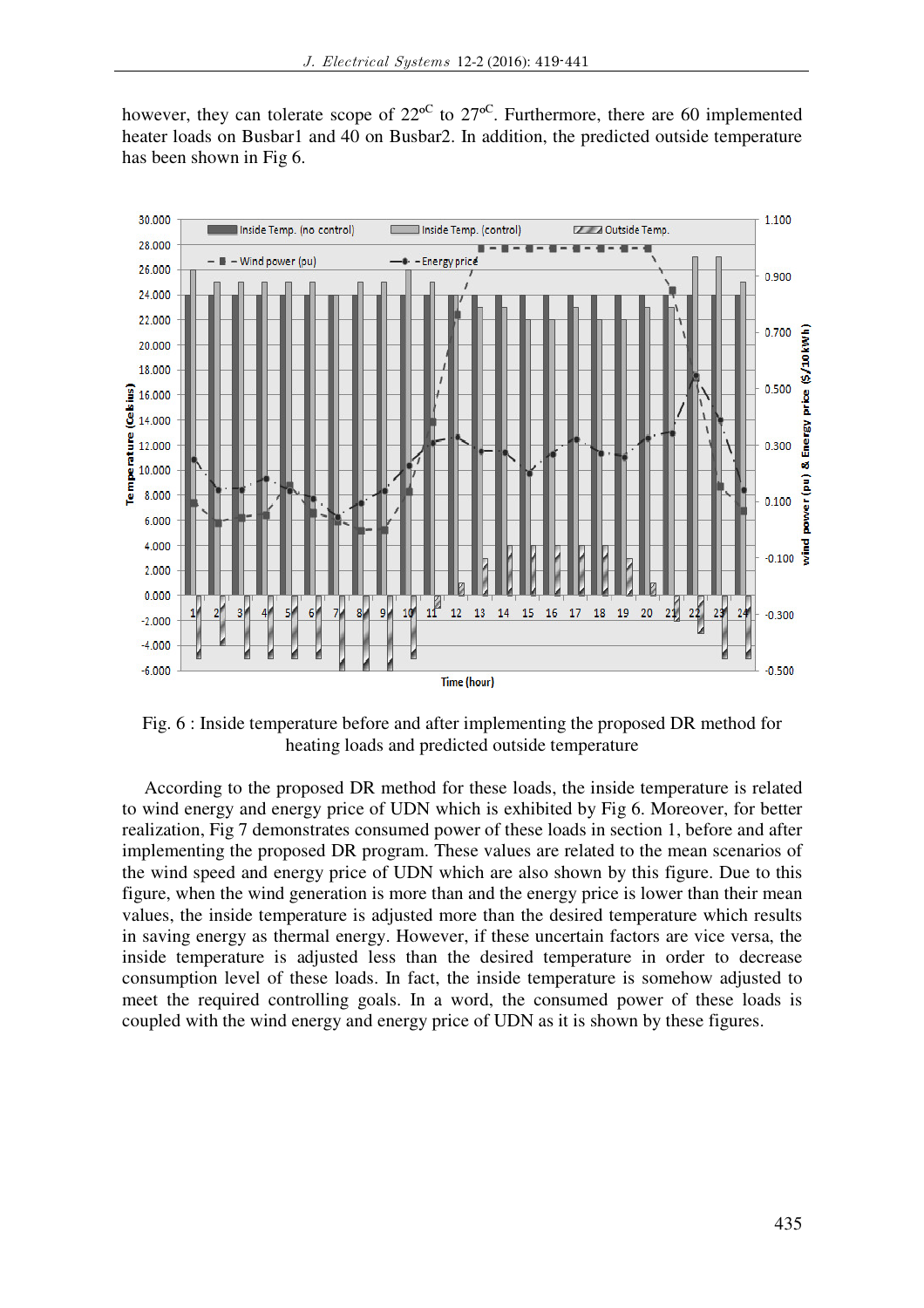however, they can tolerate scope of 22$^{oC}$ to 27$^{oC}$. Furthermore, there are 60 implemented heater loads on Busbar1 and 40 on Busbar2. In addition, the predicted outside temperature has been shown in Fig 6.

Fig. 6 : Inside temperature before and after implementing the proposed DR method for heating loads and predicted outside temperature

According to the proposed DR method for these loads, the inside temperature is related to wind energy and energy price of UDN which is exhibited by Fig 6. Moreover, for better realization, Fig 7 demonstrates consumed power of these loads in section 1, before and after implementing the proposed DR program. These values are related to the mean scenarios of the wind speed and energy price of UDN which are also shown by this figure. Due to this figure, when the wind generation is more than and the energy price is lower than their mean values, the inside temperature is adjusted more than the desired temperature which results in saving energy as thermal energy. However, if these uncertain factors are vice versa, the inside temperature is adjusted less than the desired temperature in order to decrease consumption level of these loads. In fact, the inside temperature is somehow adjusted to meet the required controlling goals. In a word, the consumed power of these loads is coupled with the wind energy and energy price of UDN as it is shown by these figures.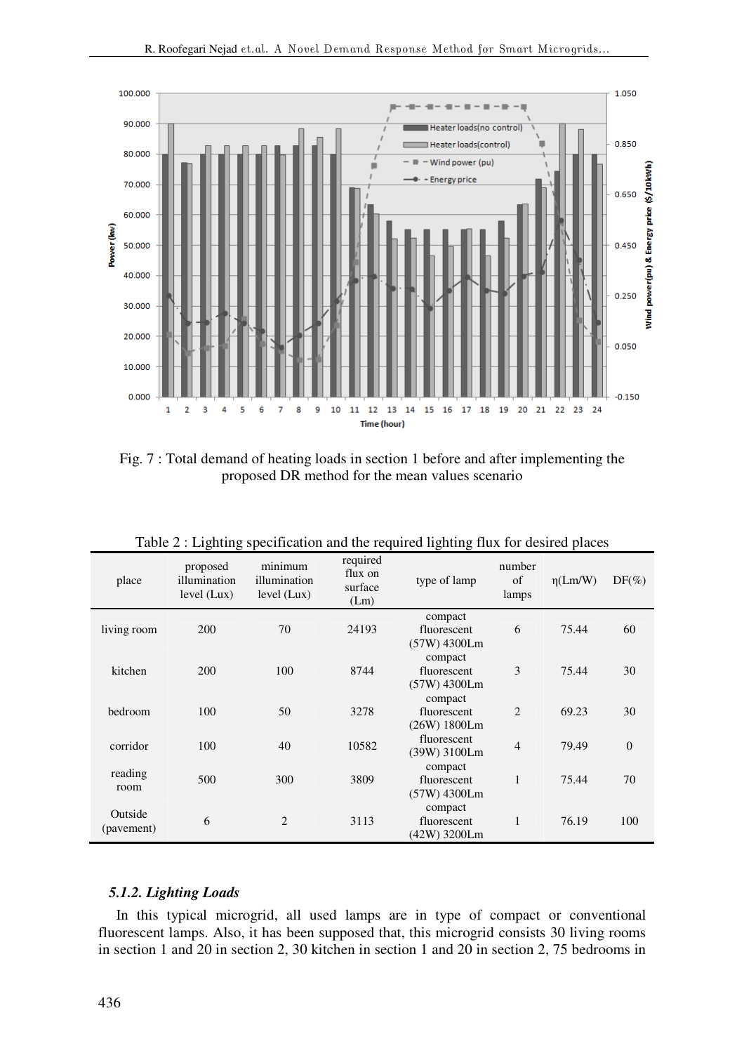Fig. 7 : Total demand of heating loads in section 1 before and after implementing the proposed DR method for the mean values scenario

Table 2 : Lighting specification and the required lighting flux for desired places

| place | proposed illumination level (Lux) | minimum illumination level (Lux) | required flux on surface (Lm) | type of lamp | number of lamps | η(Lm/W) | DF(%) |
|---|---|---|---|---|---|---|---|
| living room | 200 | 70 | 24193 | compact fluorescent (57W) 4300Lm | 6 | 75.44 | 60 |
| kitchen | 200 | 100 | 8744 | compact fluorescent (57W) 4300Lm | 3 | 75.44 | 30 |
| bedroom | 100 | 50 | 3278 | compact fluorescent (26W) 1800Lm | 2 | 69.23 | 30 |
| corridor | 100 | 40 | 10582 | fluorescent (39W) 3100Lm | 4 | 79.49 | 0 |
| reading room | 500 | 300 | 3809 | compact fluorescent (57W) 4300Lm | 1 | 75.44 | 70 |
| Outside (pavement) | 6 | 2 | 3113 | compact fluorescent (42W) 3200Lm | 1 | 76.19 | 100 |

### *5.1.2. Lighting Loads*

In this typical microgrid, all used lamps are in type of compact or conventional fluorescent lamps. Also, it has been supposed that, this microgrid consists 30 living rooms in section 1 and 20 in section 2, 30 kitchen in section 1 and 20 in section 2, 75 bedrooms in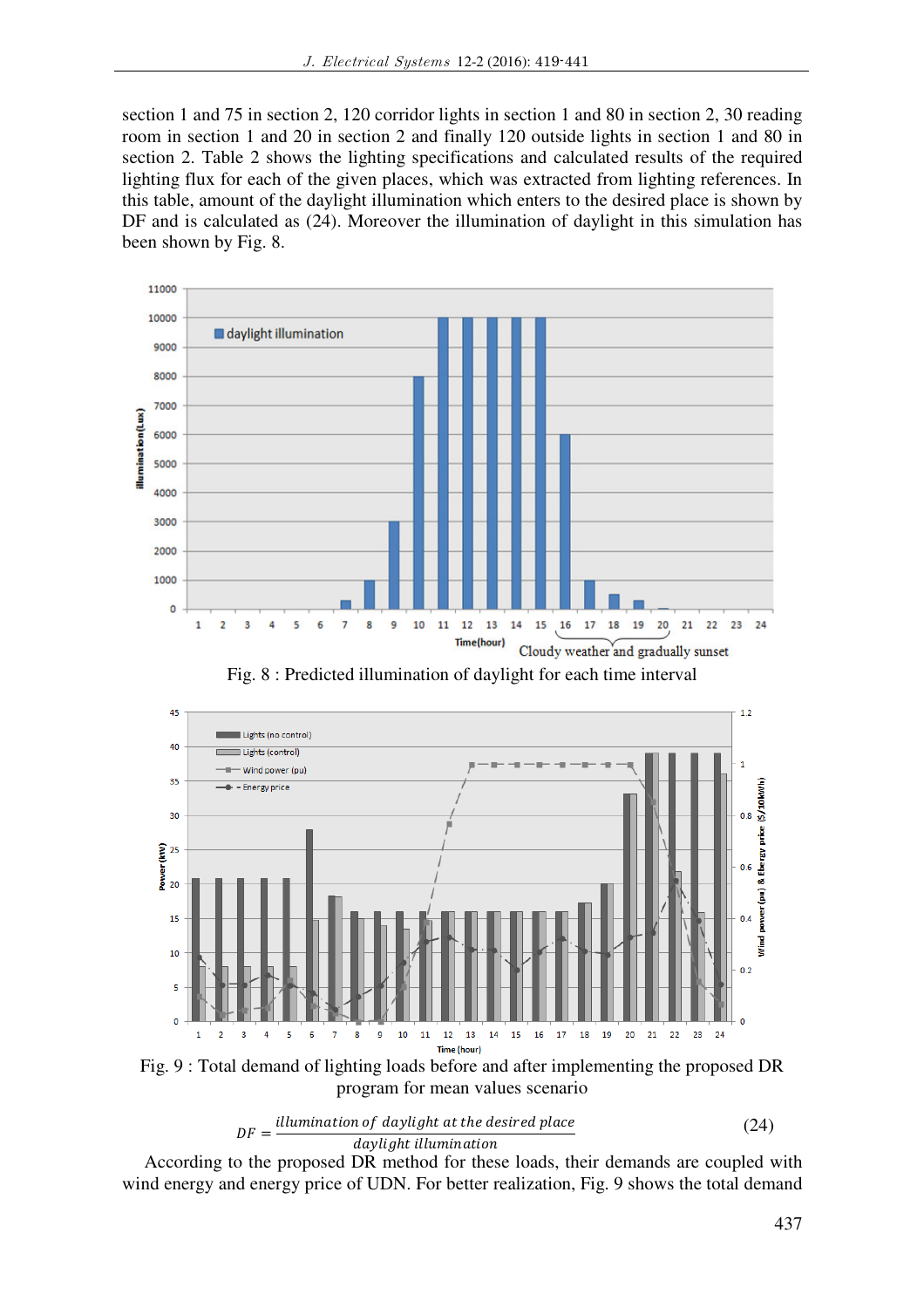section 1 and 75 in section 2, 120 corridor lights in section 1 and 80 in section 2, 30 reading room in section 1 and 20 in section 2 and finally 120 outside lights in section 1 and 80 in section 2. Table 2 shows the lighting specifications and calculated results of the required lighting flux for each of the given places, which was extracted from lighting references. In this table, amount of the daylight illumination which enters to the desired place is shown by DF and is calculated as (24). Moreover the illumination of daylight in this simulation has been shown by Fig. 8.

Fig. 8 : Predicted illumination of daylight for each time interval

Fig. 9 : Total demand of lighting loads before and after implementing the proposed DR program for mean values scenario

$$DF = \frac{illumination\ of\ daylight\ at\ the\ desired\ place}{daylight\ illumination} \tag{24}$$

According to the proposed DR method for these loads, their demands are coupled with wind energy and energy price of UDN. For better realization, Fig. 9 shows the total demand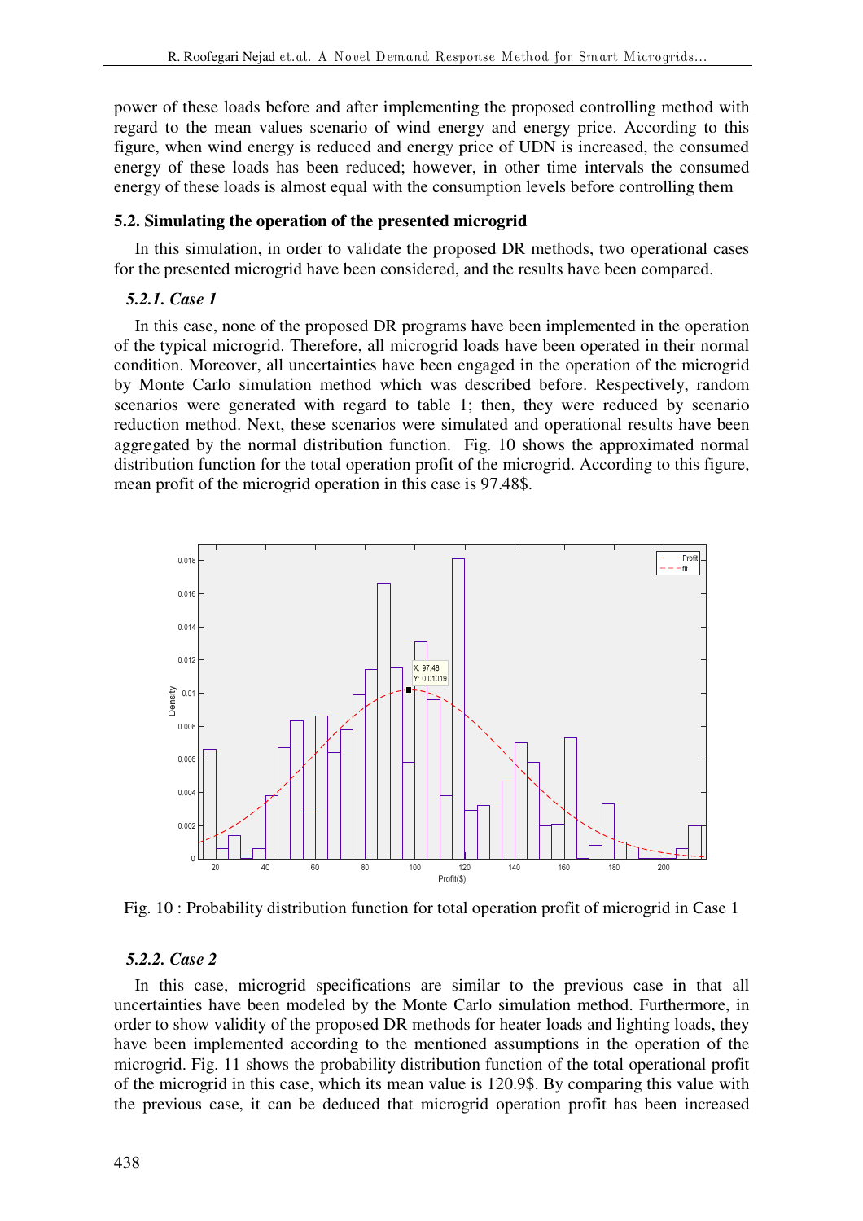power of these loads before and after implementing the proposed controlling method with regard to the mean values scenario of wind energy and energy price. According to this figure, when wind energy is reduced and energy price of UDN is increased, the consumed energy of these loads has been reduced; however, in other time intervals the consumed energy of these loads is almost equal with the consumption levels before controlling them

### 5.2. Simulating the operation of the presented microgrid

In this simulation, in order to validate the proposed DR methods, two operational cases for the presented microgrid have been considered, and the results have been compared.

#### *5.2.1. Case 1*

In this case, none of the proposed DR programs have been implemented in the operation of the typical microgrid. Therefore, all microgrid loads have been operated in their normal condition. Moreover, all uncertainties have been engaged in the operation of the microgrid by Monte Carlo simulation method which was described before. Respectively, random scenarios were generated with regard to table 1; then, they were reduced by scenario reduction method. Next, these scenarios were simulated and operational results have been aggregated by the normal distribution function. Fig. 10 shows the approximated normal distribution function for the total operation profit of the microgrid. According to this figure, mean profit of the microgrid operation in this case is 97.48$.

Fig. 10 : Probability distribution function for total operation profit of microgrid in Case 1

#### *5.2.2. Case 2*

In this case, microgrid specifications are similar to the previous case in that all uncertainties have been modeled by the Monte Carlo simulation method. Furthermore, in order to show validity of the proposed DR methods for heater loads and lighting loads, they have been implemented according to the mentioned assumptions in the operation of the microgrid. Fig. 11 shows the probability distribution function of the total operational profit of the microgrid in this case, which its mean value is 120.9$. By comparing this value with the previous case, it can be deduced that microgrid operation profit has been increased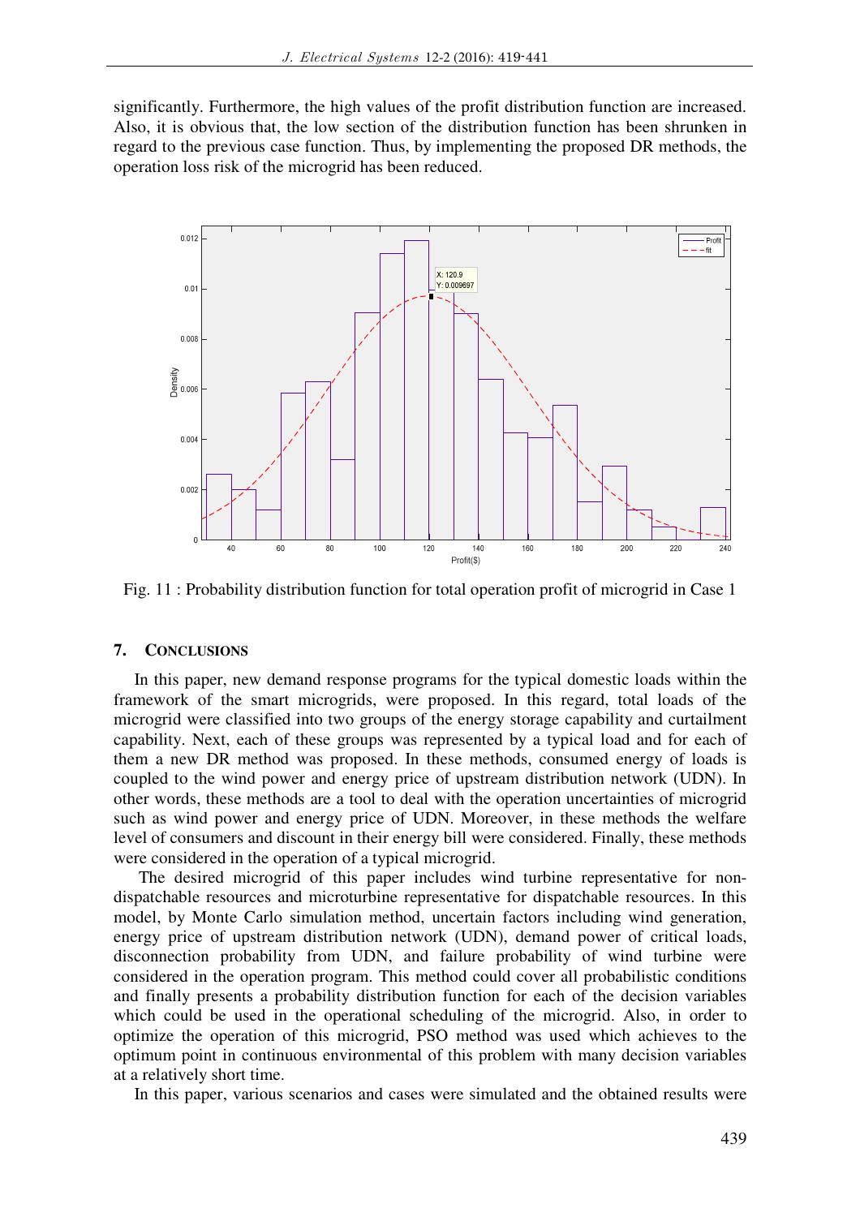significantly. Furthermore, the high values of the profit distribution function are increased. Also, it is obvious that, the low section of the distribution function has been shrunken in regard to the previous case function. Thus, by implementing the proposed DR methods, the operation loss risk of the microgrid has been reduced.

Fig. 11 : Probability distribution function for total operation profit of microgrid in Case 1

## 7. CONCLUSIONS

In this paper, new demand response programs for the typical domestic loads within the framework of the smart micrograids, were proposed. In this regard, total loads of the microgrid were classified into two groups of the energy storage capability and curtailment capability. Next, each of these groups was represented by a typical load and for each of them a new DR method was proposed. In these methods, consumed energy of loads is coupled to the wind power and energy price of upstream distribution network (UDN). In other words, these methods are a tool to deal with the operation uncertainties of microgrid such as wind power and energy price of UDN. Moreover, in these methods the welfare level of consumers and discount in their energy bill were considered. Finally, these methods were considered in the operation of a typical microgrid.

The desired microgrid of this paper includes wind turbine representative for non-dispatchable resources and microturbine representative for dispatchable resources. In this model, by Monte Carlo simulation method, uncertain factors including wind generation, energy price of upstream distribution network (UDN), demand power of critical loads, disconnection probability from UDN, and failure probability of wind turbine were considered in the operation program. This method could cover all probabilistic conditions and finally presents a probability distribution function for each of the decision variables which could be used in the operational scheduling of the microgrid. Also, in order to optimize the operation of this microgrid, PSO method was used which achieves to the optimum point in continuous environmental of this problem with many decision variables at a relatively short time.

In this paper, various scenarios and cases were simulated and the obtained results were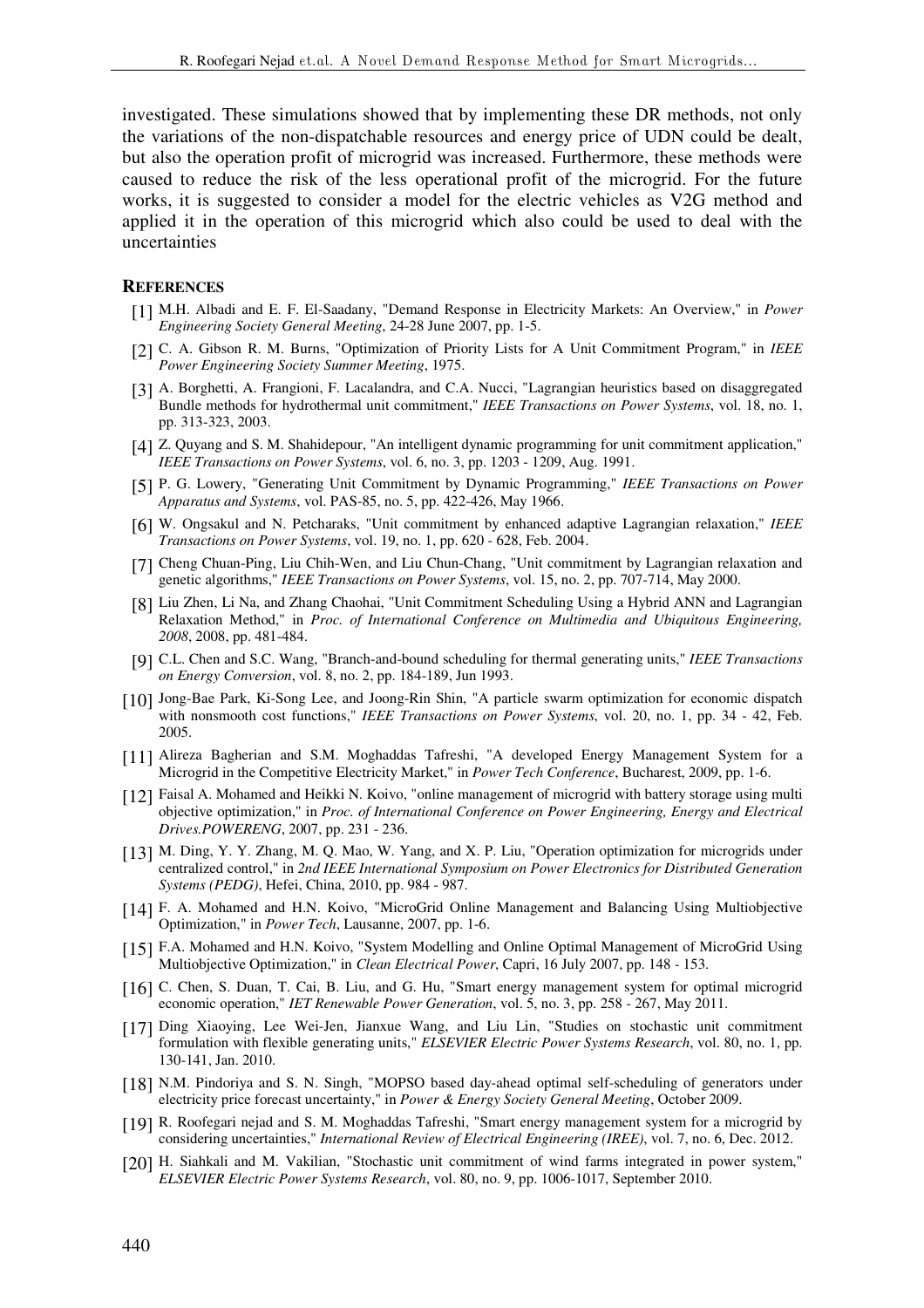investigated. These simulations showed that by implementing these DR methods, not only the variations of the non-dispatchable resources and energy price of UDN could be dealt, but also the operation profit of microgrid was increased. Furthermore, these methods were caused to reduce the risk of the less operational profit of the microgrid. For the future works, it is suggested to consider a model for the electric vehicles as V2G method and applied it in the operation of this microgrid which also could be used to deal with the uncertainties

**REFERENCES**

[1] M.H. Albadi and E. F. El-Saadany, "Demand Response in Electricity Markets: An Overview," in *Power Engineering Society General Meeting*, 24-28 June 2007, pp. 1-5.

[2] C. A. Gibson R. M. Burns, "Optimization of Priority Lists for A Unit Commitment Program," in *IEEE Power Engineering Society Summer Meeting*, 1975.

[3] A. Borghetti, A. Frangioni, F. Lacalandra, and C.A. Nucci, "Lagrangian heuristics based on disaggregated Bundle methods for hydrothermal unit commitment," *IEEE Transactions on Power Systems*, vol. 18, no. 1, pp. 313-323, 2003.

[4] Z. Quyang and S. M. Shahidepour, "An intelligent dynamic programming for unit commitment application," *IEEE Transactions on Power Systems*, vol. 6, no. 3, pp. 1203 - 1209, Aug. 1991.

[5] P. G. Lowery, "Generating Unit Commitment by Dynamic Programming," *IEEE Transactions on Power Apparatus and Systems*, vol. PAS-85, no. 5, pp. 422-426, May 1966.

[6] W. Ongsakul and N. Petcharaks, "Unit commitment by enhanced adaptive Lagrangian relaxation," *IEEE Transactions on Power Systems*, vol. 19, no. 1, pp. 620 - 628, Feb. 2004.

[7] Cheng Chuan-Ping, Liu Chih-Wen, and Liu Chun-Chang, "Unit commitment by Lagrangian relaxation and genetic algorithms," *IEEE Transactions on Power Systems*, vol. 15, no. 2, pp. 707-714, May 2000.

[8] Liu Zhen, Li Na, and Zhang Chaohai, "Unit Commitment Scheduling Using a Hybrid ANN and Lagrangian Relaxation Method," in *Proc. of International Conference on Multimedia and Ubiquitous Engineering, 2008*, 2008, pp. 481-484.

[9] C.L. Chen and S.C. Wang, "Branch-and-bound scheduling for thermal generating units," *IEEE Transactions on Energy Conversion*, vol. 8, no. 2, pp. 184-189, Jun 1993.

[10] Jong-Bae Park, Ki-Song Lee, and Joong-Rin Shin, "A particle swarm optimization for economic dispatch with nonsmooth cost functions," *IEEE Transactions on Power Systems*, vol. 20, no. 1, pp. 34 - 42, Feb. 2005.

[11] Alireza Bagherian and S.M. Moghaddas Tafreshi, "A developed Energy Management System for a Microgrid in the Competitive Electricity Market," in *Power Tech Conference*, Bucharest, 2009, pp. 1-6.

[12] Faisal A. Mohamed and Heikki N. Koivo, "online management of microgrid with battery storage using multi objective optimization," in *Proc. of International Conference on Power Engineering, Energy and Electrical Drives.POWERENG*, 2007, pp. 231 - 236.

[13] M. Ding, Y. Y. Zhang, M. Q. Mao, W. Yang, and X. P. Liu, "Operation optimization for microgrids under centralized control," in *2nd IEEE International Symposium on Power Electronics for Distributed Generation Systems (PEDG)*, Hefei, China, 2010, pp. 984 - 987.

[14] F. A. Mohamed and H.N. Koivo, "MicroGrid Online Management and Balancing Using Multiobjective Optimization," in *Power Tech*, Lausanne, 2007, pp. 1-6.

[15] F.A. Mohamed and H.N. Koivo, "System Modelling and Online Optimal Management of MicroGrid Using Multiobjective Optimization," in *Clean Electrical Power*, Capri, 16 July 2007, pp. 148 - 153.

[16] C. Chen, S. Duan, T. Cai, B. Liu, and G. Hu, "Smart energy management system for optimal microgrid economic operation," *IET Renewable Power Generation*, vol. 5, no. 3, pp. 258 - 267, May 2011.

[17] Ding Xiaoying, Lee Wei-Jen, Jianxue Wang, and Liu Lin, "Studies on stochastic unit commitment formulation with flexible generating units," *ELSEVIER Electric Power Systems Research*, vol. 80, no. 1, pp. 130-141, Jan. 2010.

[18] N.M. Pindoriya and S. N. Singh, "MOPSO based day-ahead optimal self-scheduling of generators under electricity price forecast uncertainty," in *Power & Energy Society General Meeting*, October 2009.

[19] R. Roofegari nejad and S. M. Moghaddas Tafreshi, "Smart energy management system for a microgrid by considering uncertainties," *International Review of Electrical Engineering (IREE)*, vol. 7, no. 6, Dec. 2012.

[20] H. Siahkali and M. Vakilian, "Stochastic unit commitment of wind farms integrated in power system," *ELSEVIER Electric Power Systems Research*, vol. 80, no. 9, pp. 1006-1017, September 2010.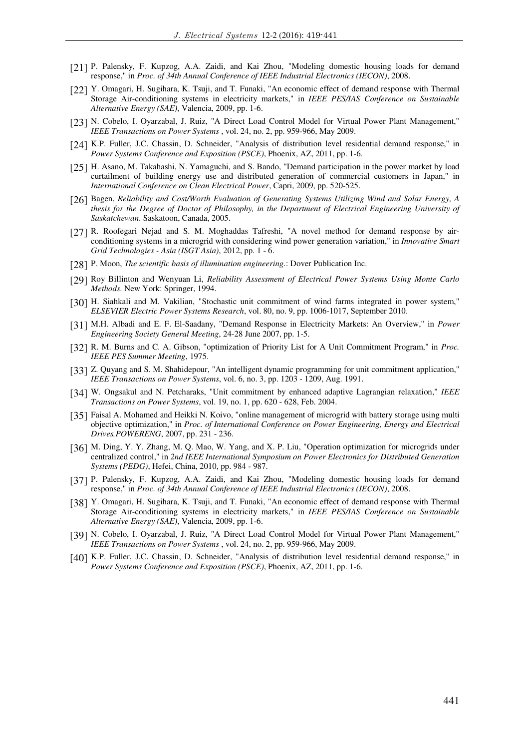[21] P. Palensky, F. Kupzog, A.A. Zaidi, and Kai Zhou, "Modeling domestic housing loads for demand response," in *Proc. of 34th Annual Conference of IEEE Industrial Electronics (IECON)*, 2008.

[22] Y. Omagari, H. Sugihara, K. Tsuji, and T. Funaki, "An economic effect of demand response with Thermal Storage Air-conditioning systems in electricity markets," in *IEEE PES/IAS Conference on Sustainable Alternative Energy (SAE)*, Valencia, 2009, pp. 1-6.

[23] N. Cobelo, I. Oyarzabal, J. Ruiz, "A Direct Load Control Model for Virtual Power Plant Management," *IEEE Transactions on Power Systems* , vol. 24, no. 2, pp. 959-966, May 2009.

[24] K.P. Fuller, J.C. Chassin, D. Schneider, "Analysis of distribution level residential demand response," in *Power Systems Conference and Exposition (PSCE)*, Phoenix, AZ, 2011, pp. 1-6.

[25] H. Asano, M. Takahashi, N. Yamaguchi, and S. Bando, "Demand participation in the power market by load curtailment of building energy use and distributed generation of commercial customers in Japan," in *International Conference on Clean Electrical Power*, Capri, 2009, pp. 520-525.

[26] Bagen, *Reliability and Cost/Worth Evaluation of Generating Systems Utilizing Wind and Solar Energy, A thesis for the Degree of Doctor of Philosophy, in the Department of Electrical Engineering University of Saskatchewan*. Saskatoon, Canada, 2005.

[27] R. Roofegari Nejad and S. M. Moghaddas Tafreshi, "A novel method for demand response by air-conditioning systems in a microgrid with considering wind power generation variation," in *Innovative Smart Grid Technologies - Asia (ISGT Asia)*, 2012, pp. 1 - 6.

[28] P. Moon, *The scientific basis of illumination engineering*.: Dover Publication Inc.

[29] Roy Billinton and Wenyuan Li, *Reliability Assessment of Electrical Power Systems Using Monte Carlo Methods*. New York: Springer, 1994.

[30] H. Siahkali and M. Vakilian, "Stochastic unit commitment of wind farms integrated in power system," *ELSEVIER Electric Power Systems Research*, vol. 80, no. 9, pp. 1006-1017, September 2010.

[31] M.H. Albadi and E. F. El-Saadany, "Demand Response in Electricity Markets: An Overview," in *Power Engineering Society General Meeting*, 24-28 June 2007, pp. 1-5.

[32] R. M. Burns and C. A. Gibson, "optimization of Priority List for A Unit Commitment Program," in *Proc. IEEE PES Summer Meeting*, 1975.

[33] Z. Quyang and S. M. Shahidepour, "An intelligent dynamic programming for unit commitment application," *IEEE Transactions on Power Systems*, vol. 6, no. 3, pp. 1203 - 1209, Aug. 1991.

[34] W. Ongsakul and N. Petcharaks, "Unit commitment by enhanced adaptive Lagrangian relaxation," *IEEE Transactions on Power Systems*, vol. 19, no. 1, pp. 620 - 628, Feb. 2004.

[35] Faisal A. Mohamed and Heikki N. Koivo, "online management of microgrid with battery storage using multi objective optimization," in *Proc. of International Conference on Power Engineering, Energy and Electrical Drives.POWERENG*, 2007, pp. 231 - 236.

[36] M. Ding, Y. Y. Zhang, M. Q. Mao, W. Yang, and X. P. Liu, "Operation optimization for microgrids under centralized control," in *2nd IEEE International Symposium on Power Electronics for Distributed Generation Systems (PEDG)*, Hefei, China, 2010, pp. 984 - 987.

[37] P. Palensky, F. Kupzog, A.A. Zaidi, and Kai Zhou, "Modeling domestic housing loads for demand response," in *Proc. of 34th Annual Conference of IEEE Industrial Electronics (IECON)*, 2008.

[38] Y. Omagari, H. Sugihara, K. Tsuji, and T. Funaki, "An economic effect of demand response with Thermal Storage Air-conditioning systems in electricity markets," in *IEEE PES/IAS Conference on Sustainable Alternative Energy (SAE)*, Valencia, 2009, pp. 1-6.

[39] N. Cobelo, I. Oyarzabal, J. Ruiz, "A Direct Load Control Model for Virtual Power Plant Management," *IEEE Transactions on Power Systems* , vol. 24, no. 2, pp. 959-966, May 2009.

[40] K.P. Fuller, J.C. Chassin, D. Schneider, "Analysis of distribution level residential demand response," in *Power Systems Conference and Exposition (PSCE)*, Phoenix, AZ, 2011, pp. 1-6.